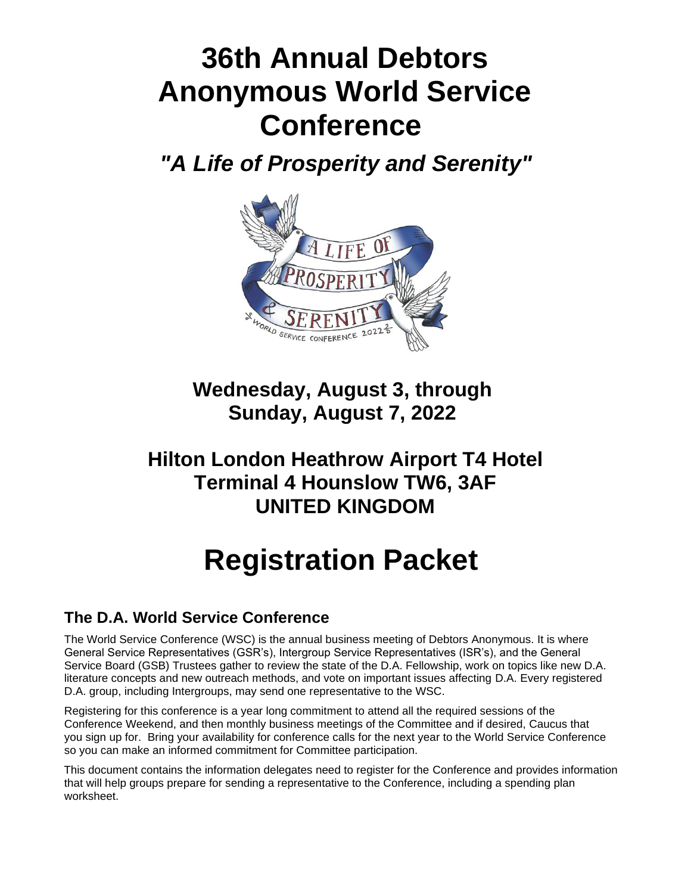# 36th Annual Debtors Anonymous World Service Conference

## *"A Life of Prosperity and Serenity"*

**Wednesday, August 3, through Sunday, August 7, 2022**

**Hilton London Heathrow Airport T4 Hotel**
**Terminal 4 Hounslow TW6, 3AF**
**UNITED KINGDOM**

# Registration Packet

## The D.A. World Service Conference

The World Service Conference (WSC) is the annual business meeting of Debtors Anonymous. It is where General Service Representatives (GSR's), Intergroup Service Representatives (ISR's), and the General Service Board (GSB) Trustees gather to review the state of the D.A. Fellowship, work on topics like new D.A. literature concepts and new outreach methods, and vote on important issues affecting D.A. Every registered D.A. group, including Intergroups, may send one representative to the WSC.

Registering for this conference is a year long commitment to attend all the required sessions of the Conference Weekend, and then monthly business meetings of the Committee and if desired, Caucus that you sign up for. Bring your availability for conference calls for the next year to the World Service Conference so you can make an informed commitment for Committee participation.

This document contains the information delegates need to register for the Conference and provides information that will help groups prepare for sending a representative to the Conference, including a spending plan worksheet.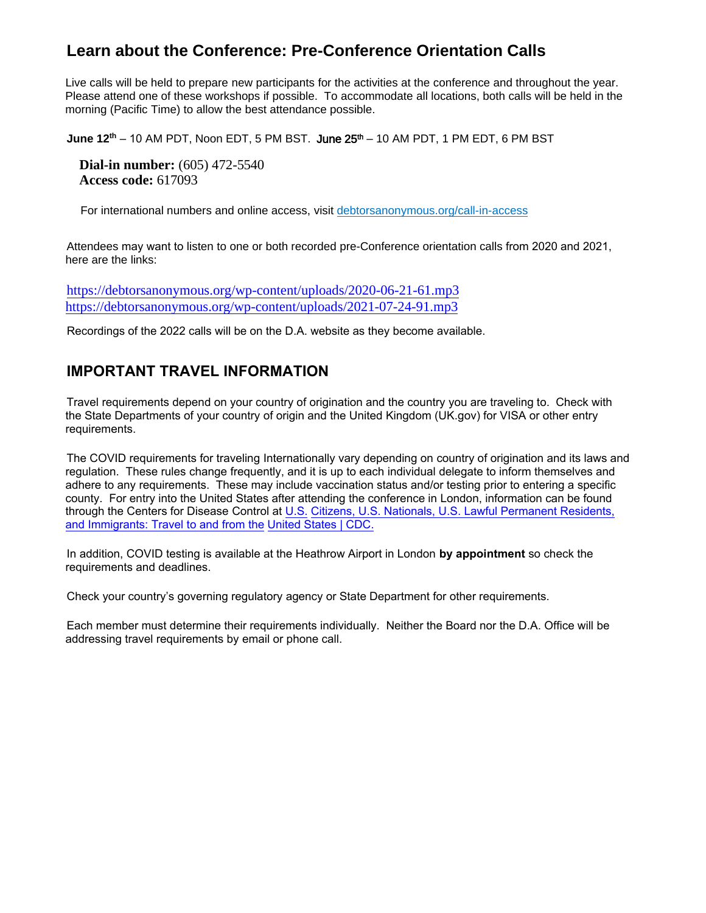## Learn about the Conference: Pre-Conference Orientation Calls

Live calls will be held to prepare new participants for the activities at the conference and throughout the year. Please attend one of these workshops if possible. To accommodate all locations, both calls will be held in the morning (Pacific Time) to allow the best attendance possible.

**June 12th** – 10 AM PDT, Noon EDT, 5 PM BST. **June 25th** – 10 AM PDT, 1 PM EDT, 6 PM BST

**Dial-in number:** (605) 472-5540
**Access code:** 617093

For international numbers and online access, visit [debtorsanonymous.org/call-in-access](debtorsanonymous.org/call-in-access)

Attendees may want to listen to one or both recorded pre-Conference orientation calls from 2020 and 2021, here are the links:

https://debtorsanonymous.org/wp-content/uploads/2020-06-21-61.mp3
https://debtorsanonymous.org/wp-content/uploads/2021-07-24-91.mp3

Recordings of the 2022 calls will be on the D.A. website as they become available.

## IMPORTANT TRAVEL INFORMATION

Travel requirements depend on your country of origination and the country you are traveling to. Check with the State Departments of your country of origin and the United Kingdom (UK.gov) for VISA or other entry requirements.

The COVID requirements for traveling Internationally vary depending on country of origination and its laws and regulation. These rules change frequently, and it is up to each individual delegate to inform themselves and adhere to any requirements. These may include vaccination status and/or testing prior to entering a specific county. For entry into the United States after attending the conference in London, information can be found through the Centers for Disease Control at U.S. Citizens, U.S. Nationals, U.S. Lawful Permanent Residents, and Immigrants: Travel to and from the United States | CDC.

In addition, COVID testing is available at the Heathrow Airport in London **by appointment** so check the requirements and deadlines.

Check your country's governing regulatory agency or State Department for other requirements.

Each member must determine their requirements individually. Neither the Board nor the D.A. Office will be addressing travel requirements by email or phone call.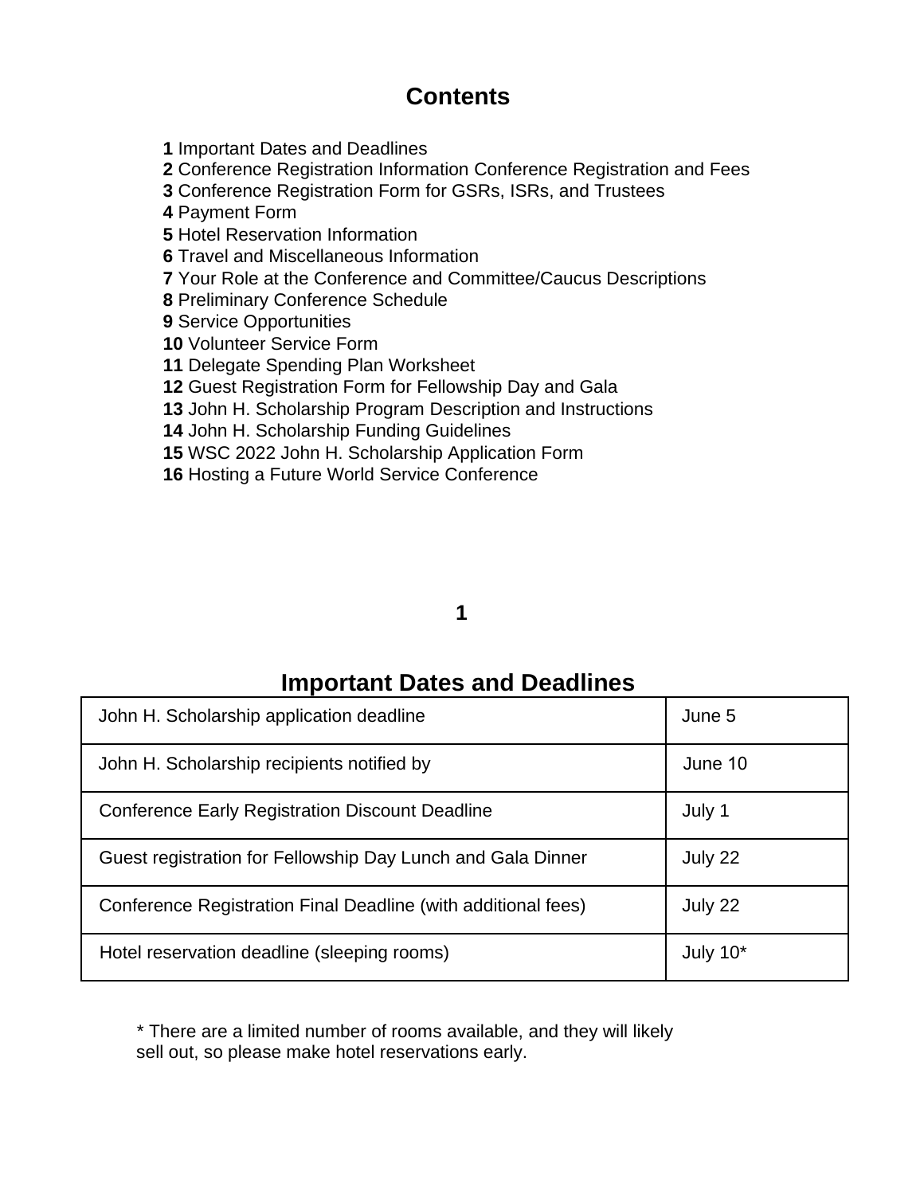# Contents

**1** Important Dates and Deadlines
**2** Conference Registration Information Conference Registration and Fees
**3** Conference Registration Form for GSRs, ISRs, and Trustees
**4** Payment Form
**5** Hotel Reservation Information
**6** Travel and Miscellaneous Information
**7** Your Role at the Conference and Committee/Caucus Descriptions
**8** Preliminary Conference Schedule
**9** Service Opportunities
**10** Volunteer Service Form
**11** Delegate Spending Plan Worksheet
**12** Guest Registration Form for Fellowship Day and Gala
**13** John H. Scholarship Program Description and Instructions
**14** John H. Scholarship Funding Guidelines
**15** WSC 2022 John H. Scholarship Application Form
**16** Hosting a Future World Service Conference

**1**

## Important Dates and Deadlines

| | |
|---|---|
| John H. Scholarship application deadline | June 5 |
| John H. Scholarship recipients notified by | June 10 |
| Conference Early Registration Discount Deadline | July 1 |
| Guest registration for Fellowship Day Lunch and Gala Dinner | July 22 |
| Conference Registration Final Deadline (with additional fees) | July 22 |
| Hotel reservation deadline (sleeping rooms) | July 10* |

* There are a limited number of rooms available, and they will likely sell out, so please make hotel reservations early.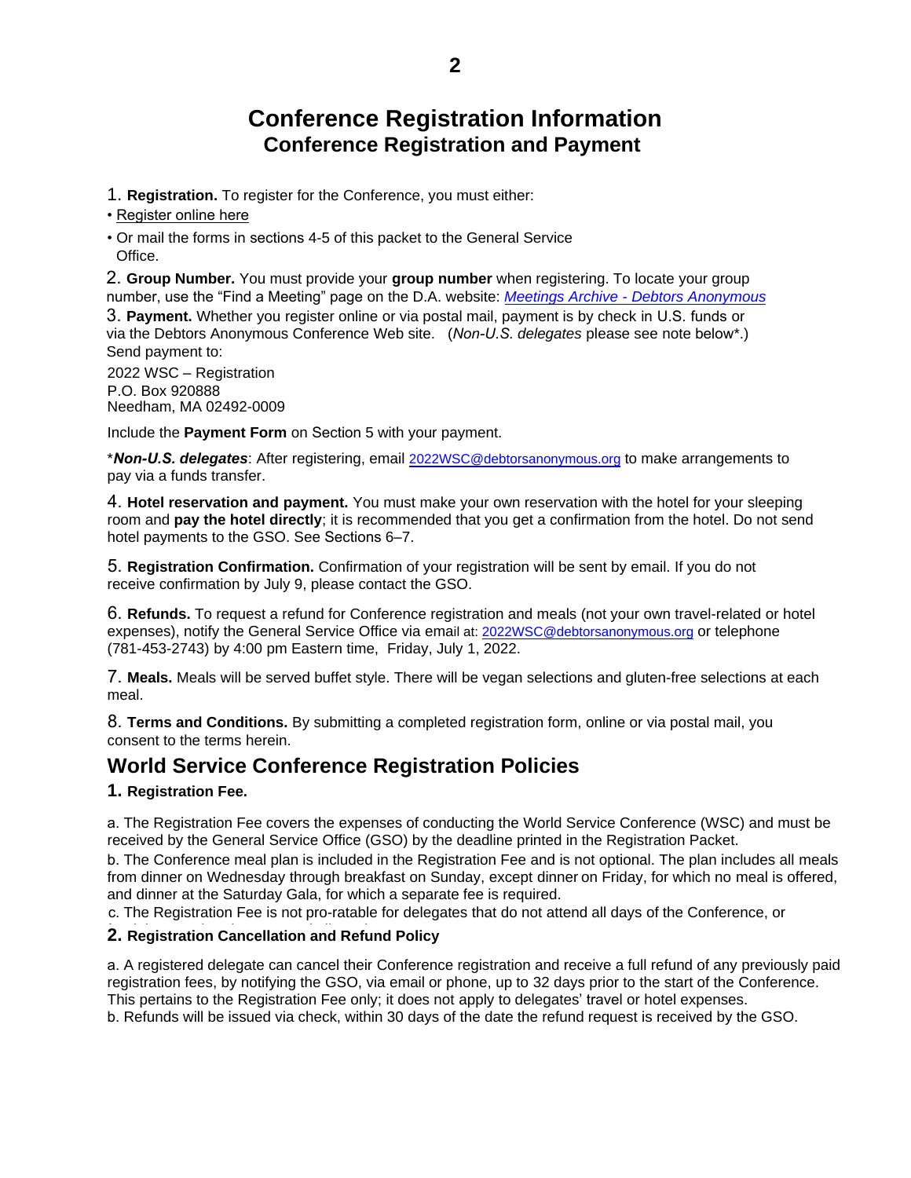# Conference Registration Information

## Conference Registration and Payment

1. **Registration.** To register for the Conference, you must either:

- Register online here
- Or mail the forms in sections 4-5 of this packet to the General Service Office.

2. **Group Number.** You must provide your **group number** when registering. To locate your group number, use the "Find a Meeting" page on the D.A. website: *Meetings Archive - Debtors Anonymous*

3. **Payment.** Whether you register online or via postal mail, payment is by check in U.S. funds or via the Debtors Anonymous Conference Web site. (*Non-U.S. delegates* please see note below*.) Send payment to:

2022 WSC – Registration
P.O. Box 920888
Needham, MA 02492-0009

Include the **Payment Form** on Section 5 with your payment.

****Non-U.S. delegates***: After registering, email 2022WSC@debtorsanonymous.org to make arrangements to pay via a funds transfer.

4. **Hotel reservation and payment.** You must make your own reservation with the hotel for your sleeping room and **pay the hotel directly**; it is recommended that you get a confirmation from the hotel. Do not send hotel payments to the GSO. See Sections 6–7.

5. **Registration Confirmation.** Confirmation of your registration will be sent by email. If you do not receive confirmation by July 9, please contact the GSO.

6. **Refunds.** To request a refund for Conference registration and meals (not your own travel-related or hotel expenses), notify the General Service Office via email at: 2022WSC@debtorsanonymous.org or telephone (781-453-2743) by 4:00 pm Eastern time, Friday, July 1, 2022.

7. **Meals.** Meals will be served buffet style. There will be vegan selections and gluten-free selections at each meal.

8. **Terms and Conditions.** By submitting a completed registration form, online or via postal mail, you consent to the terms herein.

## World Service Conference Registration Policies

### 1. Registration Fee.

a. The Registration Fee covers the expenses of conducting the World Service Conference (WSC) and must be received by the General Service Office (GSO) by the deadline printed in the Registration Packet.

b. The Conference meal plan is included in the Registration Fee and is not optional. The plan includes all meals from dinner on Wednesday through breakfast on Sunday, except dinner on Friday, for which no meal is offered, and dinner at the Saturday Gala, for which a separate fee is required.

c. The Registration Fee is not pro-ratable for delegates that do not attend all days of the Conference, or

### 2. Registration Cancellation and Refund Policy

a. A registered delegate can cancel their Conference registration and receive a full refund of any previously paid registration fees, by notifying the GSO, via email or phone, up to 32 days prior to the start of the Conference. This pertains to the Registration Fee only; it does not apply to delegates' travel or hotel expenses.

b. Refunds will be issued via check, within 30 days of the date the refund request is received by the GSO.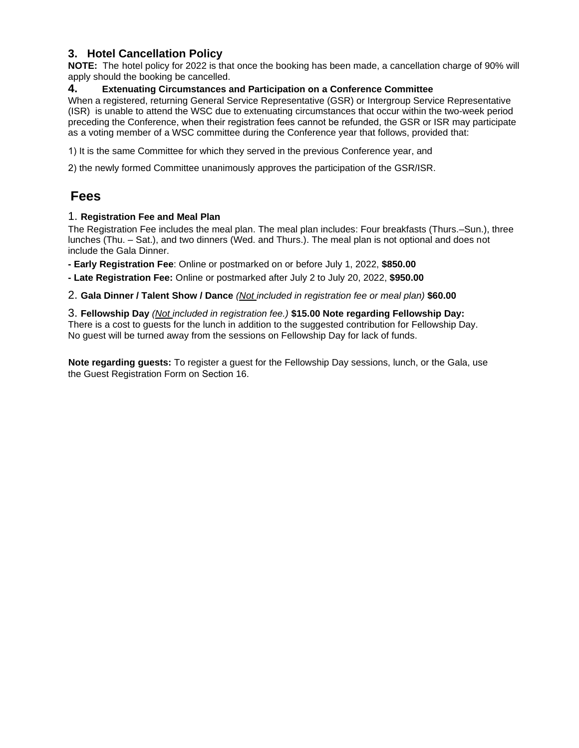### 3. Hotel Cancellation Policy

**NOTE:** The hotel policy for 2022 is that once the booking has been made, a cancellation charge of 90% will apply should the booking be cancelled.

### 4. Extenuating Circumstances and Participation on a Conference Committee

When a registered, returning General Service Representative (GSR) or Intergroup Service Representative (ISR) is unable to attend the WSC due to extenuating circumstances that occur within the two-week period preceding the Conference, when their registration fees cannot be refunded, the GSR or ISR may participate as a voting member of a WSC committee during the Conference year that follows, provided that:

1) It is the same Committee for which they served in the previous Conference year, and

2) the newly formed Committee unanimously approves the participation of the GSR/ISR.

## Fees

1. **Registration Fee and Meal Plan**

The Registration Fee includes the meal plan. The meal plan includes: Four breakfasts (Thurs.–Sun.), three lunches (Thu. – Sat.), and two dinners (Wed. and Thurs.). The meal plan is not optional and does not include the Gala Dinner.

**- Early Registration Fee**: Online or postmarked on or before July 1, 2022, **$850.00**

**- Late Registration Fee:** Online or postmarked after July 2 to July 20, 2022, **$950.00**

2. **Gala Dinner / Talent Show / Dance** *(Not included in registration fee or meal plan)* **$60.00**

3. **Fellowship Day** *(Not included in registration fee.)* **$15.00 Note regarding Fellowship Day:** There is a cost to guests for the lunch in addition to the suggested contribution for Fellowship Day. No guest will be turned away from the sessions on Fellowship Day for lack of funds.

**Note regarding guests:** To register a guest for the Fellowship Day sessions, lunch, or the Gala, use the Guest Registration Form on Section 16.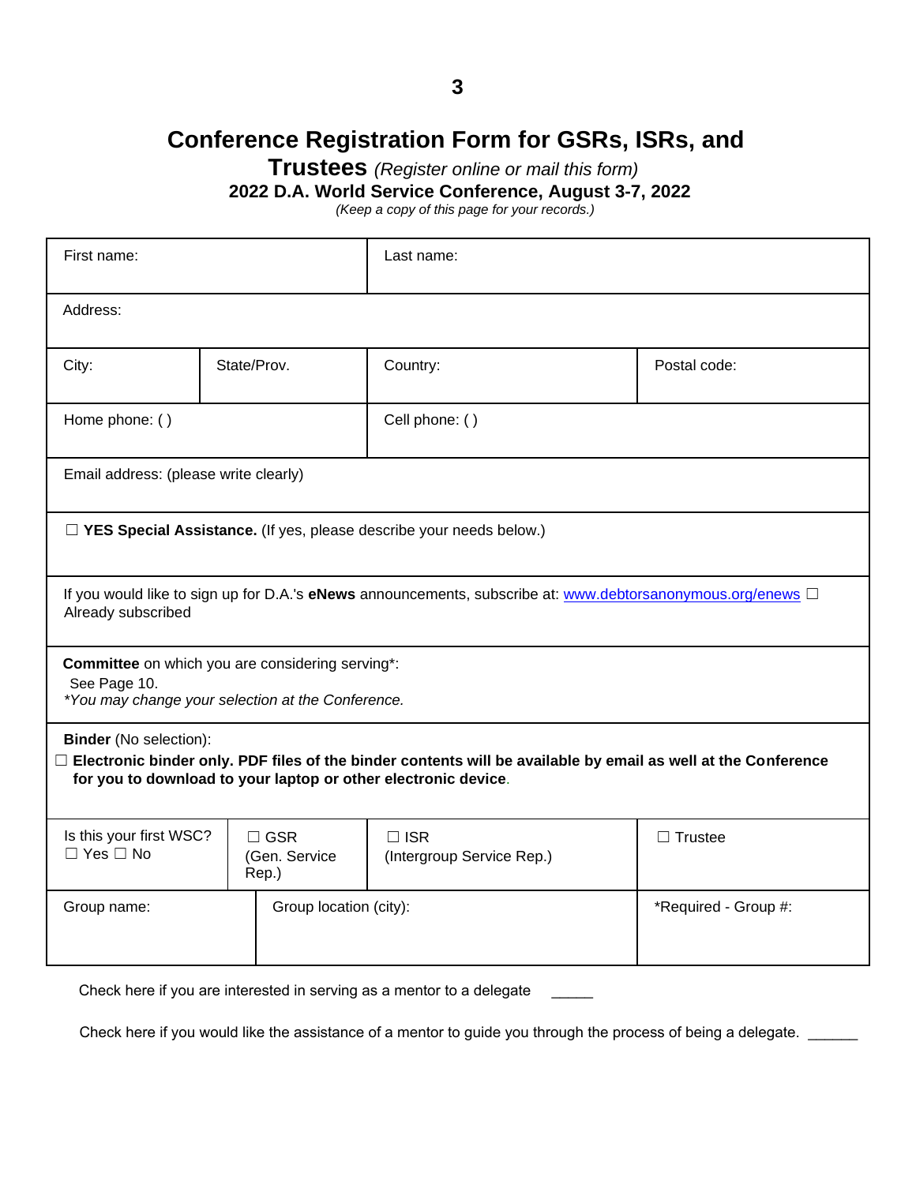# Conference Registration Form for GSRs, ISRs, and Trustees *(Register online or mail this form)*

**2022 D.A. World Service Conference, August 3-7, 2022**

*(Keep a copy of this page for your records.)*

| First name: | | Last name: | |
|---|---|---|---|
| Address: | | | |
| City: | State/Prov. | Country: | Postal code: |
| Home phone: ( ) | | Cell phone: ( ) | |
| Email address: (please write clearly) | | | |
| ☐ **YES Special Assistance.** (If yes, please describe your needs below.) | | | |
| If you would like to sign up for D.A.'s **eNews** announcements, subscribe at: www.debtorsanonymous.org/enews ☐ Already subscribed | | | |
| **Committee** on which you are considering serving*: See Page 10. *\*You may change your selection at the Conference.* | | | |
| **Binder** (No selection): ☐ **Electronic binder only. PDF files of the binder contents will be available by email as well at the Conference for you to download to your laptop or other electronic device**. | | | |
| Is this your first WSC? ☐ Yes ☐ No | ☐ GSR (Gen. Service Rep.) | ☐ ISR (Intergroup Service Rep.) | ☐ Trustee |
| Group name: | Group location (city): | | *Required - Group #: |

Check here if you are interested in serving as a mentor to a delegate _____

Check here if you would like the assistance of a mentor to guide you through the process of being a delegate. ______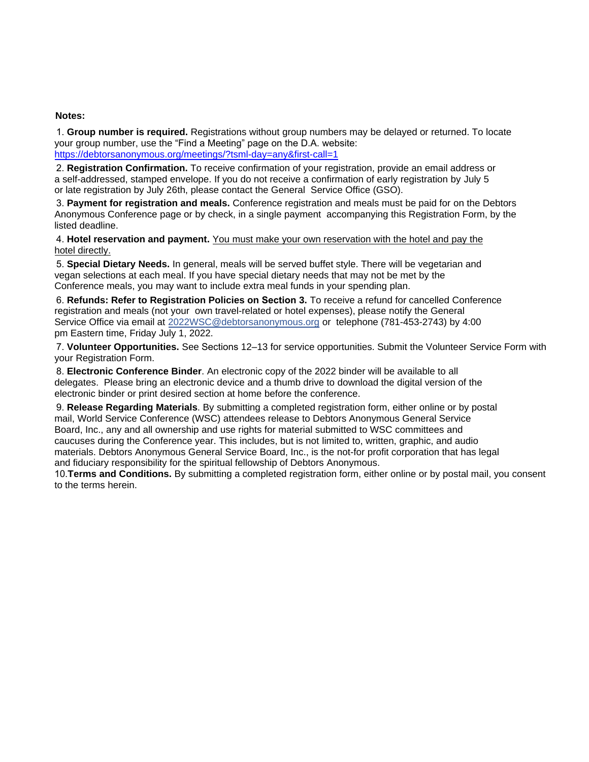**Notes:**

1. **Group number is required.** Registrations without group numbers may be delayed or returned. To locate your group number, use the "Find a Meeting" page on the D.A. website: https://debtorsanonymous.org/meetings/?tsml-day=any&first-call=1

2. **Registration Confirmation.** To receive confirmation of your registration, provide an email address or a self-addressed, stamped envelope. If you do not receive a confirmation of early registration by July 5 or late registration by July 26th, please contact the General Service Office (GSO).

3. **Payment for registration and meals.** Conference registration and meals must be paid for on the Debtors Anonymous Conference page or by check, in a single payment accompanying this Registration Form, by the listed deadline.

4. **Hotel reservation and payment.** You must make your own reservation with the hotel and pay the hotel directly.

5. **Special Dietary Needs.** In general, meals will be served buffet style. There will be vegetarian and vegan selections at each meal. If you have special dietary needs that may not be met by the Conference meals, you may want to include extra meal funds in your spending plan.

6. **Refunds: Refer to Registration Policies on Section 3.** To receive a refund for cancelled Conference registration and meals (not your own travel-related or hotel expenses), please notify the General Service Office via email at 2022WSC@debtorsanonymous.org or telephone (781-453-2743) by 4:00 pm Eastern time, Friday July 1, 2022.

7. **Volunteer Opportunities.** See Sections 12–13 for service opportunities. Submit the Volunteer Service Form with your Registration Form.

8. **Electronic Conference Binder**. An electronic copy of the 2022 binder will be available to all delegates. Please bring an electronic device and a thumb drive to download the digital version of the electronic binder or print desired section at home before the conference.

9. **Release Regarding Materials**. By submitting a completed registration form, either online or by postal mail, World Service Conference (WSC) attendees release to Debtors Anonymous General Service Board, Inc., any and all ownership and use rights for material submitted to WSC committees and caucuses during the Conference year. This includes, but is not limited to, written, graphic, and audio materials. Debtors Anonymous General Service Board, Inc., is the not-for profit corporation that has legal and fiduciary responsibility for the spiritual fellowship of Debtors Anonymous.

10. **Terms and Conditions.** By submitting a completed registration form, either online or by postal mail, you consent to the terms herein.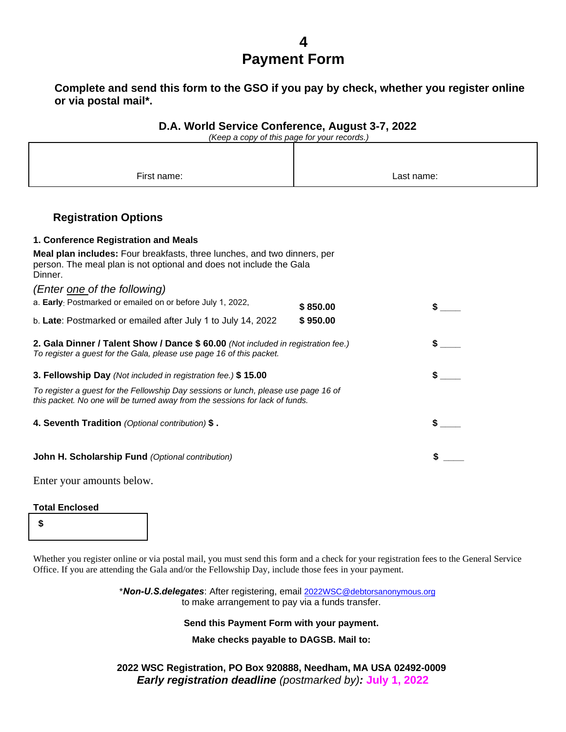# 4
# Payment Form

**Complete and send this form to the GSO if you pay by check, whether you register online or via postal mail*.**

### D.A. World Service Conference, August 3-7, 2022

*(Keep a copy of this page for your records.)*

| First name: | Last name: |
|---|---|

## Registration Options

**1. Conference Registration and Meals**

**Meal plan includes:** Four breakfasts, three lunches, and two dinners, per person. The meal plan is not optional and does not include the Gala Dinner.

*(Enter one of the following)*

a. **Early**: Postmarked or emailed on or before July 1, 2022, **$ 850.00** **$ ____**

b. **Late**: Postmarked or emailed after July 1 to July 14, 2022 **$ 950.00**

**2. Gala Dinner / Talent Show / Dance $ 60.00** *(Not included in registration fee.)* **$ ____**
*To register a guest for the Gala, please use page 16 of this packet.*

**3. Fellowship Day** *(Not included in registration fee.)* **$ 15.00** **$ ____**

*To register a guest for the Fellowship Day sessions or lunch, please use page 16 of this packet. No one will be turned away from the sessions for lack of funds.*

**4. Seventh Tradition** *(Optional contribution)* **$ .** **$ ____**

**John H. Scholarship Fund** *(Optional contribution)* **$ ____**

Enter your amounts below.

**Total Enclosed**

**$**

Whether you register online or via postal mail, you must send this form and a check for your registration fees to the General Service Office. If you are attending the Gala and/or the Fellowship Day, include those fees in your payment.

*_**Non-U.S.delegates**_: After registering, email 2022WSC@debtorsanonymous.org to make arrangement to pay via a funds transfer.

**Send this Payment Form with your payment.**

**Make checks payable to DAGSB. Mail to:**

**2022 WSC Registration, PO Box 920888, Needham, MA USA 02492-0009**

***Early registration deadline** (postmarked by)**: July 1, 2022***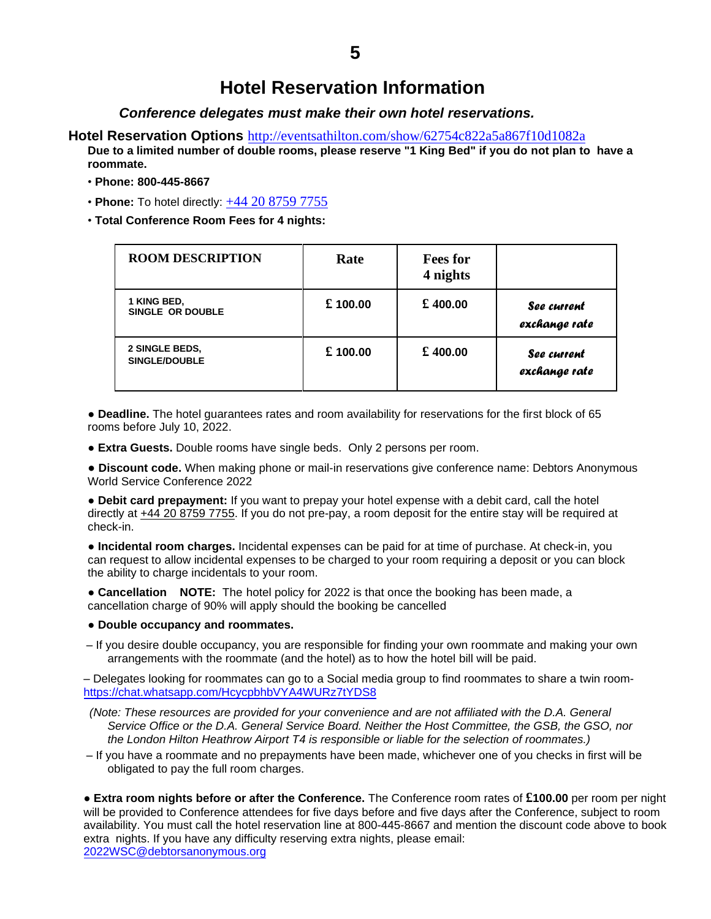# Hotel Reservation Information

***Conference delegates must make their own hotel reservations.***

**Hotel Reservation Options** http://eventsathilton.com/show/62754c822a5a867f10d1082a

**Due to a limited number of double rooms, please reserve "1 King Bed" if you do not plan to have a roommate.**

- **Phone: 800-445-8667**
- **Phone:** To hotel directly: +44 20 8759 7755
- **Total Conference Room Fees for 4 nights:**

| ROOM DESCRIPTION | Rate | Fees for 4 nights | |
|---|---|---|---|
| 1 KING BED, SINGLE OR DOUBLE | £ 100.00 | £ 400.00 | See current exchange rate |
| 2 SINGLE BEDS, SINGLE/DOUBLE | £ 100.00 | £ 400.00 | See current exchange rate |

- **Deadline.** The hotel guarantees rates and room availability for reservations for the first block of 65 rooms before July 10, 2022.
- **Extra Guests.** Double rooms have single beds. Only 2 persons per room.
- **Discount code.** When making phone or mail-in reservations give conference name: Debtors Anonymous World Service Conference 2022
- **Debit card prepayment:** If you want to prepay your hotel expense with a debit card, call the hotel directly at +44 20 8759 7755. If you do not pre-pay, a room deposit for the entire stay will be required at check-in.
- **Incidental room charges.** Incidental expenses can be paid for at time of purchase. At check-in, you can request to allow incidental expenses to be charged to your room requiring a deposit or you can block the ability to charge incidentals to your room.
- **Cancellation NOTE:** The hotel policy for 2022 is that once the booking has been made, a cancellation charge of 90% will apply should the booking be cancelled
- **Double occupancy and roommates.**

– If you desire double occupancy, you are responsible for finding your own roommate and making your own arrangements with the roommate (and the hotel) as to how the hotel bill will be paid.

– Delegates looking for roommates can go to a Social media group to find roommates to share a twin room- https://chat.whatsapp.com/HcycpbhbVYA4WURz7tYDS8

*(Note: These resources are provided for your convenience and are not affiliated with the D.A. General Service Office or the D.A. General Service Board. Neither the Host Committee, the GSB, the GSO, nor the London Hilton Heathrow Airport T4 is responsible or liable for the selection of roommates.)*

– If you have a roommate and no prepayments have been made, whichever one of you checks in first will be obligated to pay the full room charges.

- **Extra room nights before or after the Conference.** The Conference room rates of **£100.00** per room per night will be provided to Conference attendees for five days before and five days after the Conference, subject to room availability. You must call the hotel reservation line at 800-445-8667 and mention the discount code above to book extra nights. If you have any difficulty reserving extra nights, please email: 2022WSC@debtorsanonymous.org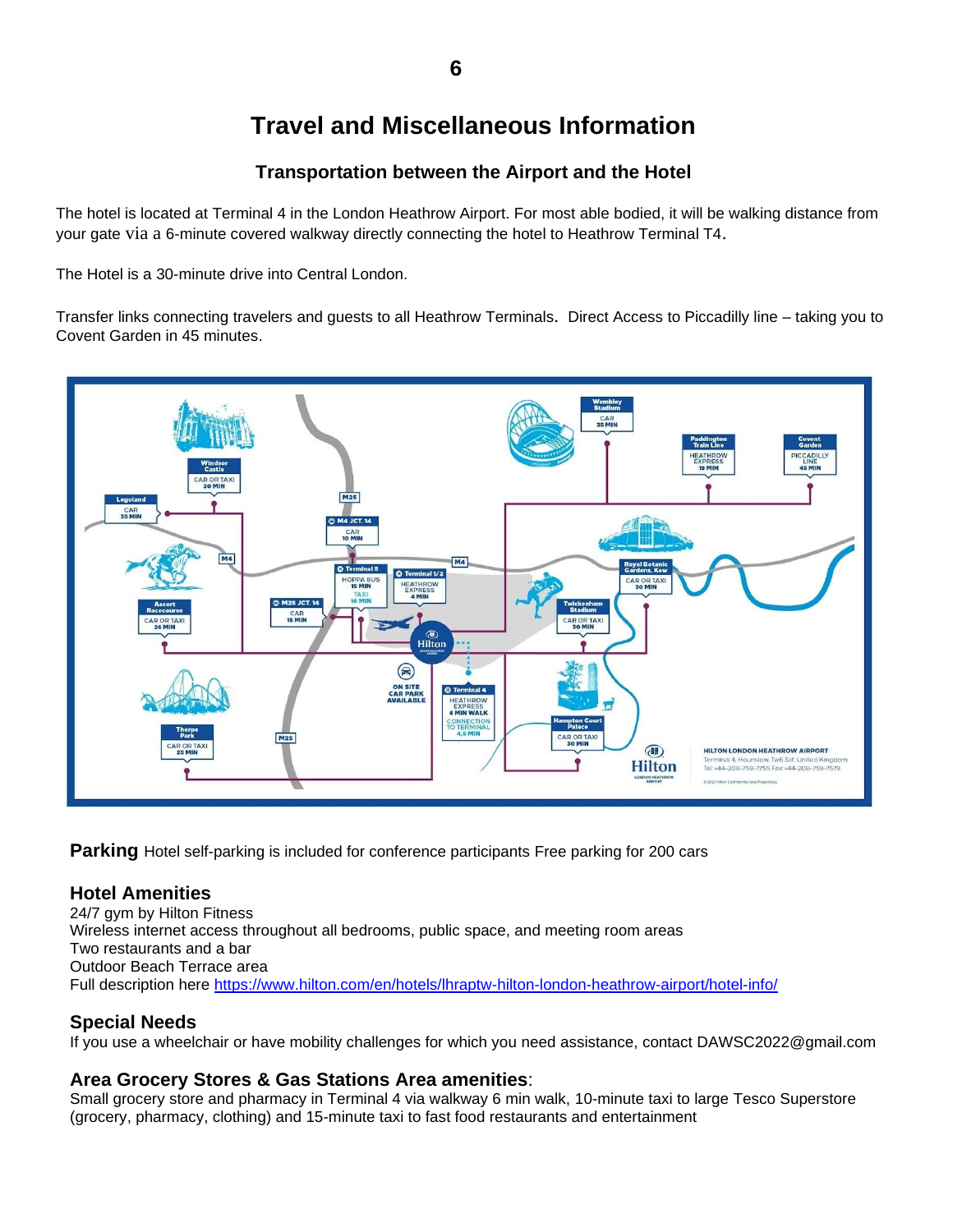# Travel and Miscellaneous Information

## Transportation between the Airport and the Hotel

The hotel is located at Terminal 4 in the London Heathrow Airport. For most able bodied, it will be walking distance from your gate via a 6-minute covered walkway directly connecting the hotel to Heathrow Terminal T4.

The Hotel is a 30-minute drive into Central London.

Transfer links connecting travelers and guests to all Heathrow Terminals. Direct Access to Piccadilly line – taking you to Covent Garden in 45 minutes.

Windsor Castle – CAR OR TAXI 30 MIN
Legoland – CAR 35 MIN
Ascot Racecourse – CAR OR TAXI 26 MIN
Thorpe Park – CAR OR TAXI 25 MIN
M4 JCT. 14 – CAR 10 MIN
M25 JCT. 14 – CAR 15 MIN
Terminal 5 – HOPPA BUS 15 MIN, TAXI 10 MIN
Terminal 1/2 – HEATHROW EXPRESS 4 MIN
Terminal 4 – HEATHROW EXPRESS 4 MIN WALK, CONNECTION TO TERMINAL 4,5 MIN
ON SITE CAR PARK AVAILABLE
Wembley Stadium – CAR 35 MIN
Paddington Train Line – HEATHROW EXPRESS 19 MIN
Covent Garden – PICCADILLY LINE 45 MIN
Royal Botanic Gardens, Kew – CAR OR TAXI 30 MIN
Twickenham Stadium – CAR OR TAXI 30 MIN
Hampton Court Palace – CAR OR TAXI 30 MIN

HILTON LONDON HEATHROW AIRPORT
Terminal 4, Hounslow TW6 3AF United Kingdom
Tel: +44-208-759-7755 Fax: +44-208-759-7579

**Parking** Hotel self-parking is included for conference participants Free parking for 200 cars

### Hotel Amenities

24/7 gym by Hilton Fitness
Wireless internet access throughout all bedrooms, public space, and meeting room areas
Two restaurants and a bar
Outdoor Beach Terrace area
Full description here https://www.hilton.com/en/hotels/lhraptw-hilton-london-heathrow-airport/hotel-info/

### Special Needs

If you use a wheelchair or have mobility challenges for which you need assistance, contact DAWSC2022@gmail.com

### Area Grocery Stores & Gas Stations Area amenities:

Small grocery store and pharmacy in Terminal 4 via walkway 6 min walk, 10-minute taxi to large Tesco Superstore (grocery, pharmacy, clothing) and 15-minute taxi to fast food restaurants and entertainment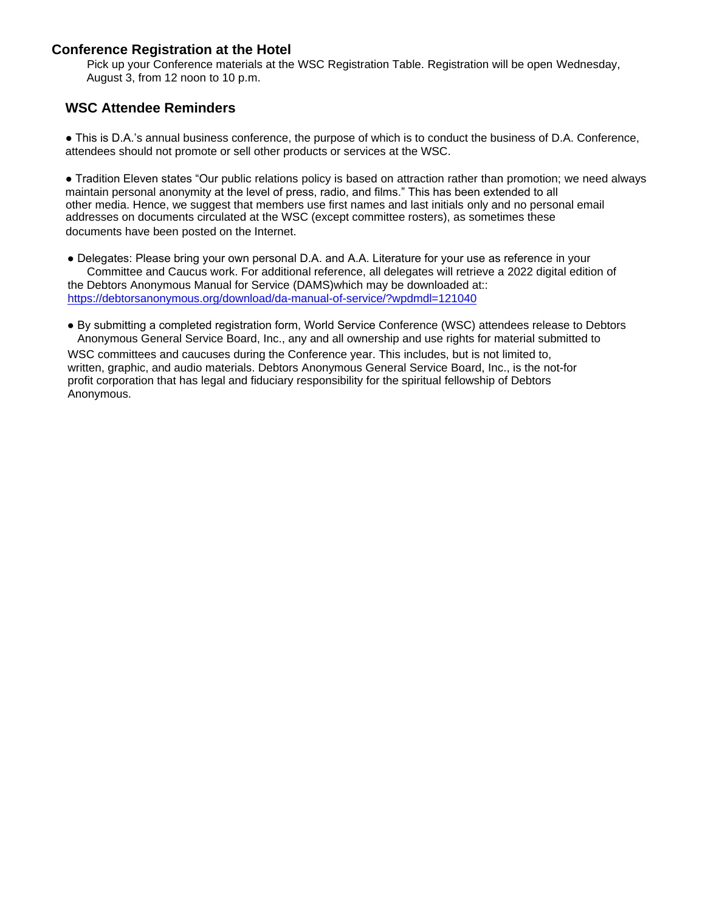## Conference Registration at the Hotel

Pick up your Conference materials at the WSC Registration Table. Registration will be open Wednesday, August 3, from 12 noon to 10 p.m.

## WSC Attendee Reminders

- This is D.A.'s annual business conference, the purpose of which is to conduct the business of D.A. Conference, attendees should not promote or sell other products or services at the WSC.

- Tradition Eleven states "Our public relations policy is based on attraction rather than promotion; we need always maintain personal anonymity at the level of press, radio, and films." This has been extended to all other media. Hence, we suggest that members use first names and last initials only and no personal email addresses on documents circulated at the WSC (except committee rosters), as sometimes these documents have been posted on the Internet.

- Delegates: Please bring your own personal D.A. and A.A. Literature for your use as reference in your Committee and Caucus work. For additional reference, all delegates will retrieve a 2022 digital edition of the Debtors Anonymous Manual for Service (DAMS)which may be downloaded at:: https://debtorsanonymous.org/download/da-manual-of-service/?wpdmdl=121040

- By submitting a completed registration form, World Service Conference (WSC) attendees release to Debtors Anonymous General Service Board, Inc., any and all ownership and use rights for material submitted to WSC committees and caucuses during the Conference year. This includes, but is not limited to, written, graphic, and audio materials. Debtors Anonymous General Service Board, Inc., is the not-for profit corporation that has legal and fiduciary responsibility for the spiritual fellowship of Debtors Anonymous.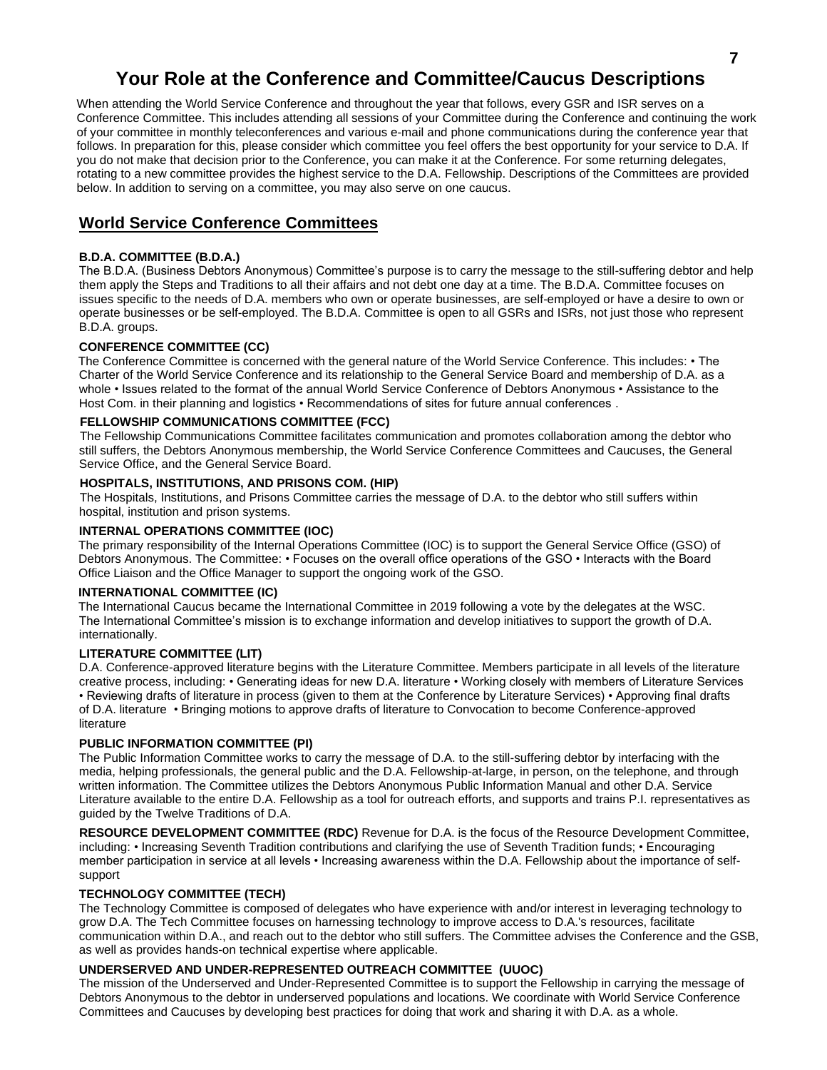# Your Role at the Conference and Committee/Caucus Descriptions

When attending the World Service Conference and throughout the year that follows, every GSR and ISR serves on a Conference Committee. This includes attending all sessions of your Committee during the Conference and continuing the work of your committee in monthly teleconferences and various e-mail and phone communications during the conference year that follows. In preparation for this, please consider which committee you feel offers the best opportunity for your service to D.A. If you do not make that decision prior to the Conference, you can make it at the Conference. For some returning delegates, rotating to a new committee provides the highest service to the D.A. Fellowship. Descriptions of the Committees are provided below. In addition to serving on a committee, you may also serve on one caucus.

## World Service Conference Committees

**B.D.A. COMMITTEE (B.D.A.)**

The B.D.A. (Business Debtors Anonymous) Committee's purpose is to carry the message to the still-suffering debtor and help them apply the Steps and Traditions to all their affairs and not debt one day at a time. The B.D.A. Committee focuses on issues specific to the needs of D.A. members who own or operate businesses, are self-employed or have a desire to own or operate businesses or be self-employed. The B.D.A. Committee is open to all GSRs and ISRs, not just those who represent B.D.A. groups.

**CONFERENCE COMMITTEE (CC)**

The Conference Committee is concerned with the general nature of the World Service Conference. This includes: • The Charter of the World Service Conference and its relationship to the General Service Board and membership of D.A. as a whole • Issues related to the format of the annual World Service Conference of Debtors Anonymous • Assistance to the Host Com. in their planning and logistics • Recommendations of sites for future annual conferences .

**FELLOWSHIP COMMUNICATIONS COMMITTEE (FCC)**

The Fellowship Communications Committee facilitates communication and promotes collaboration among the debtor who still suffers, the Debtors Anonymous membership, the World Service Conference Committees and Caucuses, the General Service Office, and the General Service Board.

**HOSPITALS, INSTITUTIONS, AND PRISONS COM. (HIP)**

The Hospitals, Institutions, and Prisons Committee carries the message of D.A. to the debtor who still suffers within hospital, institution and prison systems.

**INTERNAL OPERATIONS COMMITTEE (IOC)**

The primary responsibility of the Internal Operations Committee (IOC) is to support the General Service Office (GSO) of Debtors Anonymous. The Committee: • Focuses on the overall office operations of the GSO • Interacts with the Board Office Liaison and the Office Manager to support the ongoing work of the GSO.

**INTERNATIONAL COMMITTEE (IC)**

The International Caucus became the International Committee in 2019 following a vote by the delegates at the WSC. The International Committee's mission is to exchange information and develop initiatives to support the growth of D.A. internationally.

**LITERATURE COMMITTEE (LIT)**

D.A. Conference-approved literature begins with the Literature Committee. Members participate in all levels of the literature creative process, including: • Generating ideas for new D.A. literature • Working closely with members of Literature Services • Reviewing drafts of literature in process (given to them at the Conference by Literature Services) • Approving final drafts of D.A. literature • Bringing motions to approve drafts of literature to Convocation to become Conference-approved literature

**PUBLIC INFORMATION COMMITTEE (PI)**

The Public Information Committee works to carry the message of D.A. to the still-suffering debtor by interfacing with the media, helping professionals, the general public and the D.A. Fellowship-at-large, in person, on the telephone, and through written information. The Committee utilizes the Debtors Anonymous Public Information Manual and other D.A. Service Literature available to the entire D.A. Fellowship as a tool for outreach efforts, and supports and trains P.I. representatives as guided by the Twelve Traditions of D.A.

**RESOURCE DEVELOPMENT COMMITTEE (RDC)** Revenue for D.A. is the focus of the Resource Development Committee, including: • Increasing Seventh Tradition contributions and clarifying the use of Seventh Tradition funds; • Encouraging member participation in service at all levels • Increasing awareness within the D.A. Fellowship about the importance of self-support

**TECHNOLOGY COMMITTEE (TECH)**

The Technology Committee is composed of delegates who have experience with and/or interest in leveraging technology to grow D.A. The Tech Committee focuses on harnessing technology to improve access to D.A.'s resources, facilitate communication within D.A., and reach out to the debtor who still suffers. The Committee advises the Conference and the GSB, as well as provides hands-on technical expertise where applicable.

**UNDERSERVED AND UNDER-REPRESENTED OUTREACH COMMITTEE (UUOC)**

The mission of the Underserved and Under-Represented Committee is to support the Fellowship in carrying the message of Debtors Anonymous to the debtor in underserved populations and locations. We coordinate with World Service Conference Committees and Caucuses by developing best practices for doing that work and sharing it with D.A. as a whole.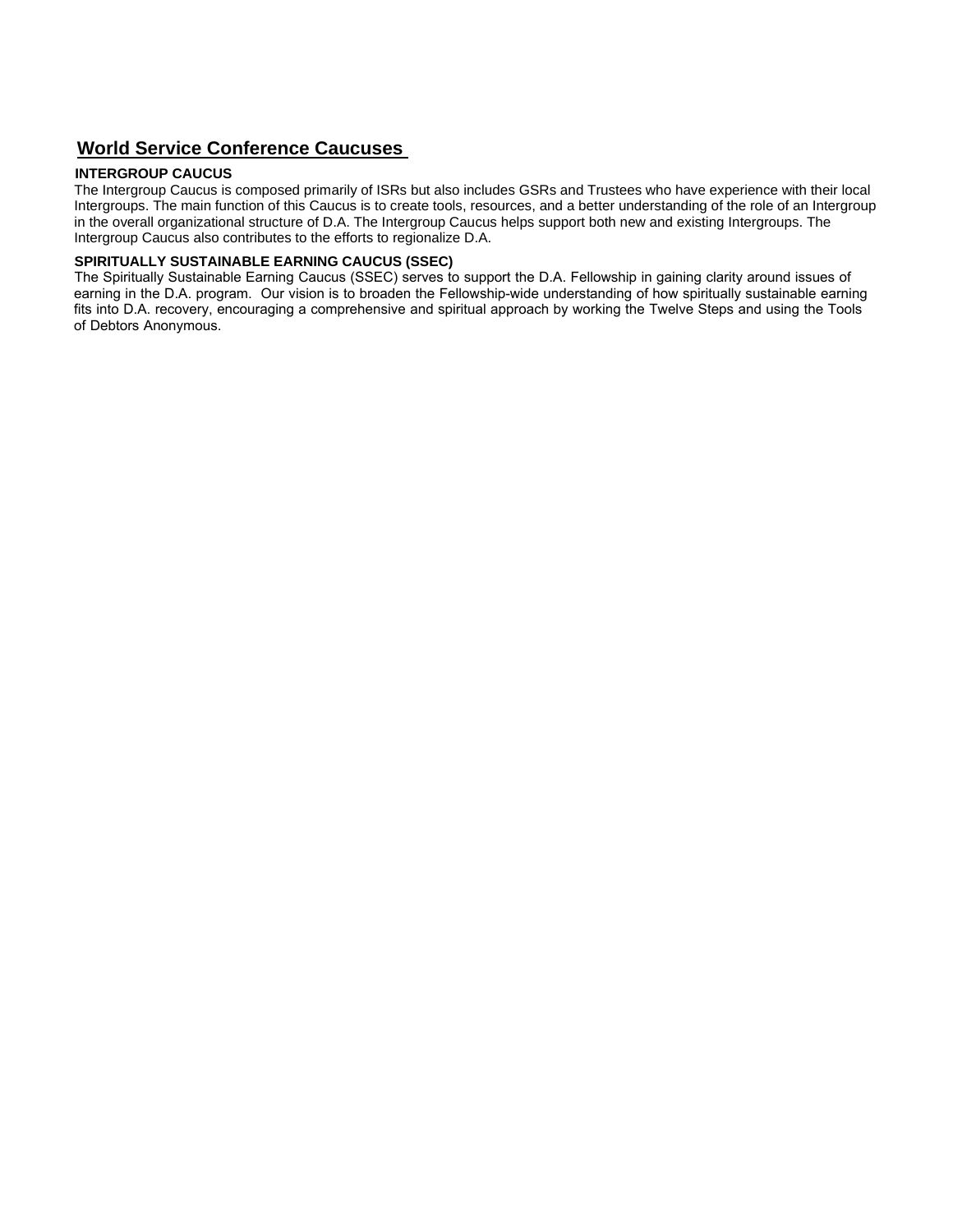## World Service Conference Caucuses

### INTERGROUP CAUCUS

The Intergroup Caucus is composed primarily of ISRs but also includes GSRs and Trustees who have experience with their local Intergroups. The main function of this Caucus is to create tools, resources, and a better understanding of the role of an Intergroup in the overall organizational structure of D.A. The Intergroup Caucus helps support both new and existing Intergroups. The Intergroup Caucus also contributes to the efforts to regionalize D.A.

### SPIRITUALLY SUSTAINABLE EARNING CAUCUS (SSEC)

The Spiritually Sustainable Earning Caucus (SSEC) serves to support the D.A. Fellowship in gaining clarity around issues of earning in the D.A. program. Our vision is to broaden the Fellowship-wide understanding of how spiritually sustainable earning fits into D.A. recovery, encouraging a comprehensive and spiritual approach by working the Twelve Steps and using the Tools of Debtors Anonymous.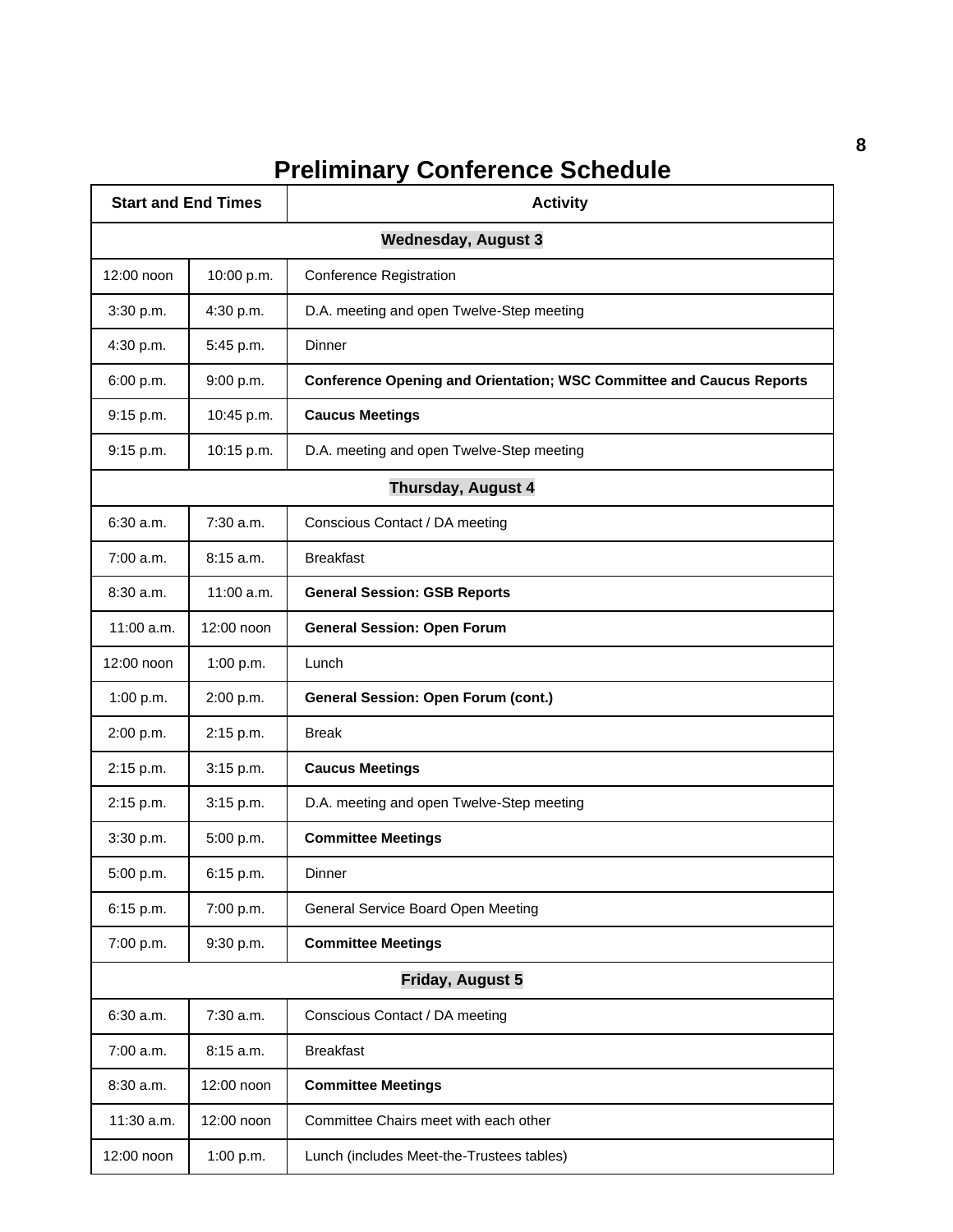# Preliminary Conference Schedule

| Start and End Times | | Activity |
|---|---|---|
| **Wednesday, August 3** | | |
| 12:00 noon | 10:00 p.m. | Conference Registration |
| 3:30 p.m. | 4:30 p.m. | D.A. meeting and open Twelve-Step meeting |
| 4:30 p.m. | 5:45 p.m. | Dinner |
| 6:00 p.m. | 9:00 p.m. | **Conference Opening and Orientation; WSC Committee and Caucus Reports** |
| 9:15 p.m. | 10:45 p.m. | **Caucus Meetings** |
| 9:15 p.m. | 10:15 p.m. | D.A. meeting and open Twelve-Step meeting |
| **Thursday, August 4** | | |
| 6:30 a.m. | 7:30 a.m. | Conscious Contact / DA meeting |
| 7:00 a.m. | 8:15 a.m. | Breakfast |
| 8:30 a.m. | 11:00 a.m. | **General Session: GSB Reports** |
| 11:00 a.m. | 12:00 noon | **General Session: Open Forum** |
| 12:00 noon | 1:00 p.m. | Lunch |
| 1:00 p.m. | 2:00 p.m. | **General Session: Open Forum (cont.)** |
| 2:00 p.m. | 2:15 p.m. | Break |
| 2:15 p.m. | 3:15 p.m. | **Caucus Meetings** |
| 2:15 p.m. | 3:15 p.m. | D.A. meeting and open Twelve-Step meeting |
| 3:30 p.m. | 5:00 p.m. | **Committee Meetings** |
| 5:00 p.m. | 6:15 p.m. | Dinner |
| 6:15 p.m. | 7:00 p.m. | General Service Board Open Meeting |
| 7:00 p.m. | 9:30 p.m. | **Committee Meetings** |
| **Friday, August 5** | | |
| 6:30 a.m. | 7:30 a.m. | Conscious Contact / DA meeting |
| 7:00 a.m. | 8:15 a.m. | Breakfast |
| 8:30 a.m. | 12:00 noon | **Committee Meetings** |
| 11:30 a.m. | 12:00 noon | Committee Chairs meet with each other |
| 12:00 noon | 1:00 p.m. | Lunch (includes Meet-the-Trustees tables) |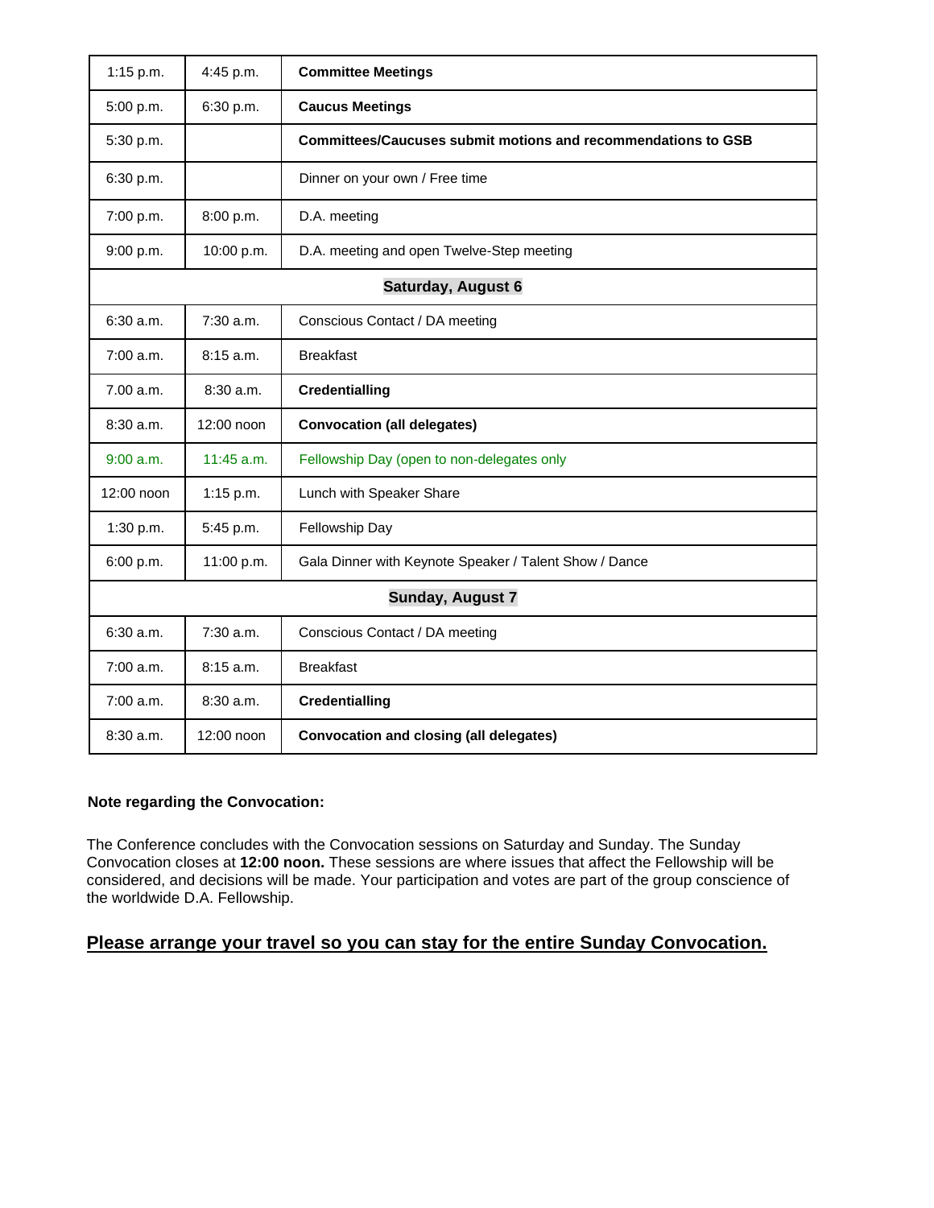| | | |
|---|---|---|
| 1:15 p.m. | 4:45 p.m. | **Committee Meetings** |
| 5:00 p.m. | 6:30 p.m. | **Caucus Meetings** |
| 5:30 p.m. | | **Committees/Caucuses submit motions and recommendations to GSB** |
| 6:30 p.m. | | Dinner on your own / Free time |
| 7:00 p.m. | 8:00 p.m. | D.A. meeting |
| 9:00 p.m. | 10:00 p.m. | D.A. meeting and open Twelve-Step meeting |
| | | **Saturday, August 6** |
| 6:30 a.m. | 7:30 a.m. | Conscious Contact / DA meeting |
| 7:00 a.m. | 8:15 a.m. | Breakfast |
| 7.00 a.m. | 8:30 a.m. | **Credentialling** |
| 8:30 a.m. | 12:00 noon | **Convocation (all delegates)** |
| 9:00 a.m. | 11:45 a.m. | Fellowship Day (open to non-delegates only |
| 12:00 noon | 1:15 p.m. | Lunch with Speaker Share |
| 1:30 p.m. | 5:45 p.m. | Fellowship Day |
| 6:00 p.m. | 11:00 p.m. | Gala Dinner with Keynote Speaker / Talent Show / Dance |
| | | **Sunday, August 7** |
| 6:30 a.m. | 7:30 a.m. | Conscious Contact / DA meeting |
| 7:00 a.m. | 8:15 a.m. | Breakfast |
| 7:00 a.m. | 8:30 a.m. | **Credentialling** |
| 8:30 a.m. | 12:00 noon | **Convocation and closing (all delegates)** |

**Note regarding the Convocation:**

The Conference concludes with the Convocation sessions on Saturday and Sunday. The Sunday Convocation closes at **12:00 noon.** These sessions are where issues that affect the Fellowship will be considered, and decisions will be made. Your participation and votes are part of the group conscience of the worldwide D.A. Fellowship.

**<u>Please arrange your travel so you can stay for the entire Sunday Convocation.</u>**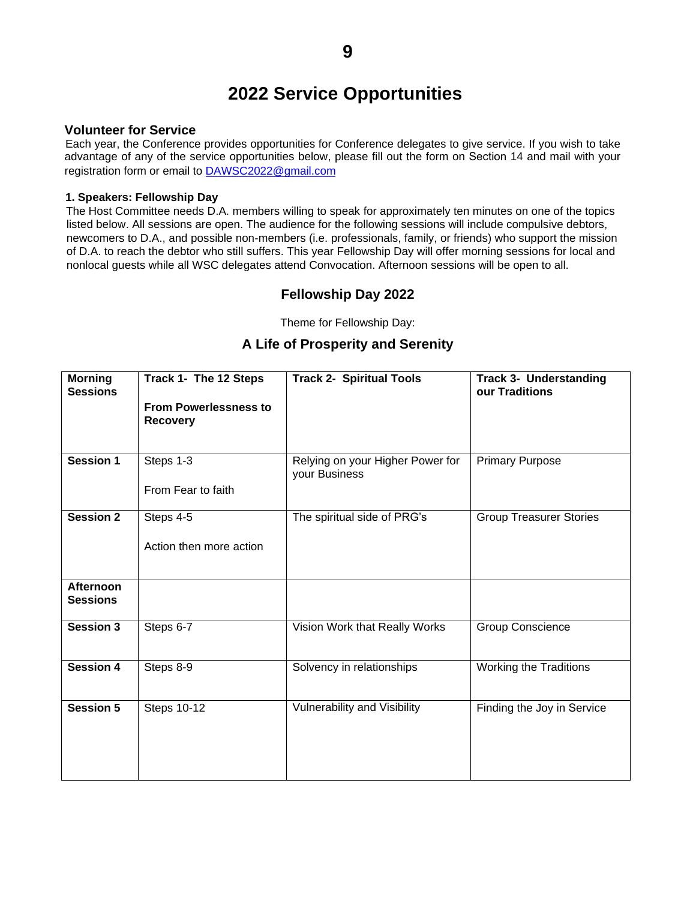# 2022 Service Opportunities

## Volunteer for Service

Each year, the Conference provides opportunities for Conference delegates to give service. If you wish to take advantage of any of the service opportunities below, please fill out the form on Section 14 and mail with your registration form or email to DAWSC2022@gmail.com

**1. Speakers: Fellowship Day**

The Host Committee needs D.A. members willing to speak for approximately ten minutes on one of the topics listed below. All sessions are open. The audience for the following sessions will include compulsive debtors, newcomers to D.A., and possible non-members (i.e. professionals, family, or friends) who support the mission of D.A. to reach the debtor who still suffers. This year Fellowship Day will offer morning sessions for local and nonlocal guests while all WSC delegates attend Convocation. Afternoon sessions will be open to all.

### Fellowship Day 2022

Theme for Fellowship Day:

### A Life of Prosperity and Serenity

| **Morning Sessions** | **Track 1- The 12 Steps**<br><br>**From Powerlessness to Recovery** | **Track 2- Spiritual Tools** | **Track 3- Understanding our Traditions** |
|---|---|---|---|
| **Session 1** | Steps 1-3<br><br>From Fear to faith | Relying on your Higher Power for your Business | Primary Purpose |
| **Session 2** | Steps 4-5<br><br>Action then more action | The spiritual side of PRG's | Group Treasurer Stories |
| **Afternoon Sessions** | | | |
| **Session 3** | Steps 6-7 | Vision Work that Really Works | Group Conscience |
| **Session 4** | Steps 8-9 | Solvency in relationships | Working the Traditions |
| **Session 5** | Steps 10-12 | Vulnerability and Visibility | Finding the Joy in Service |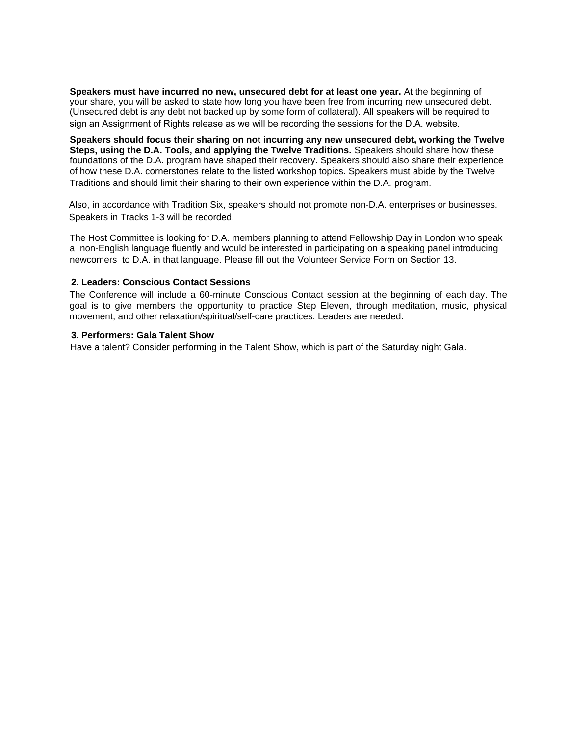**Speakers must have incurred no new, unsecured debt for at least one year.** At the beginning of your share, you will be asked to state how long you have been free from incurring new unsecured debt. (Unsecured debt is any debt not backed up by some form of collateral). All speakers will be required to sign an Assignment of Rights release as we will be recording the sessions for the D.A. website.

**Speakers should focus their sharing on not incurring any new unsecured debt, working the Twelve Steps, using the D.A. Tools, and applying the Twelve Traditions.** Speakers should share how these foundations of the D.A. program have shaped their recovery. Speakers should also share their experience of how these D.A. cornerstones relate to the listed workshop topics. Speakers must abide by the Twelve Traditions and should limit their sharing to their own experience within the D.A. program.

Also, in accordance with Tradition Six, speakers should not promote non-D.A. enterprises or businesses. Speakers in Tracks 1-3 will be recorded.

The Host Committee is looking for D.A. members planning to attend Fellowship Day in London who speak a non-English language fluently and would be interested in participating on a speaking panel introducing newcomers to D.A. in that language. Please fill out the Volunteer Service Form on Section 13.

**2. Leaders: Conscious Contact Sessions**

The Conference will include a 60-minute Conscious Contact session at the beginning of each day. The goal is to give members the opportunity to practice Step Eleven, through meditation, music, physical movement, and other relaxation/spiritual/self-care practices. Leaders are needed.

**3. Performers: Gala Talent Show**

Have a talent? Consider performing in the Talent Show, which is part of the Saturday night Gala.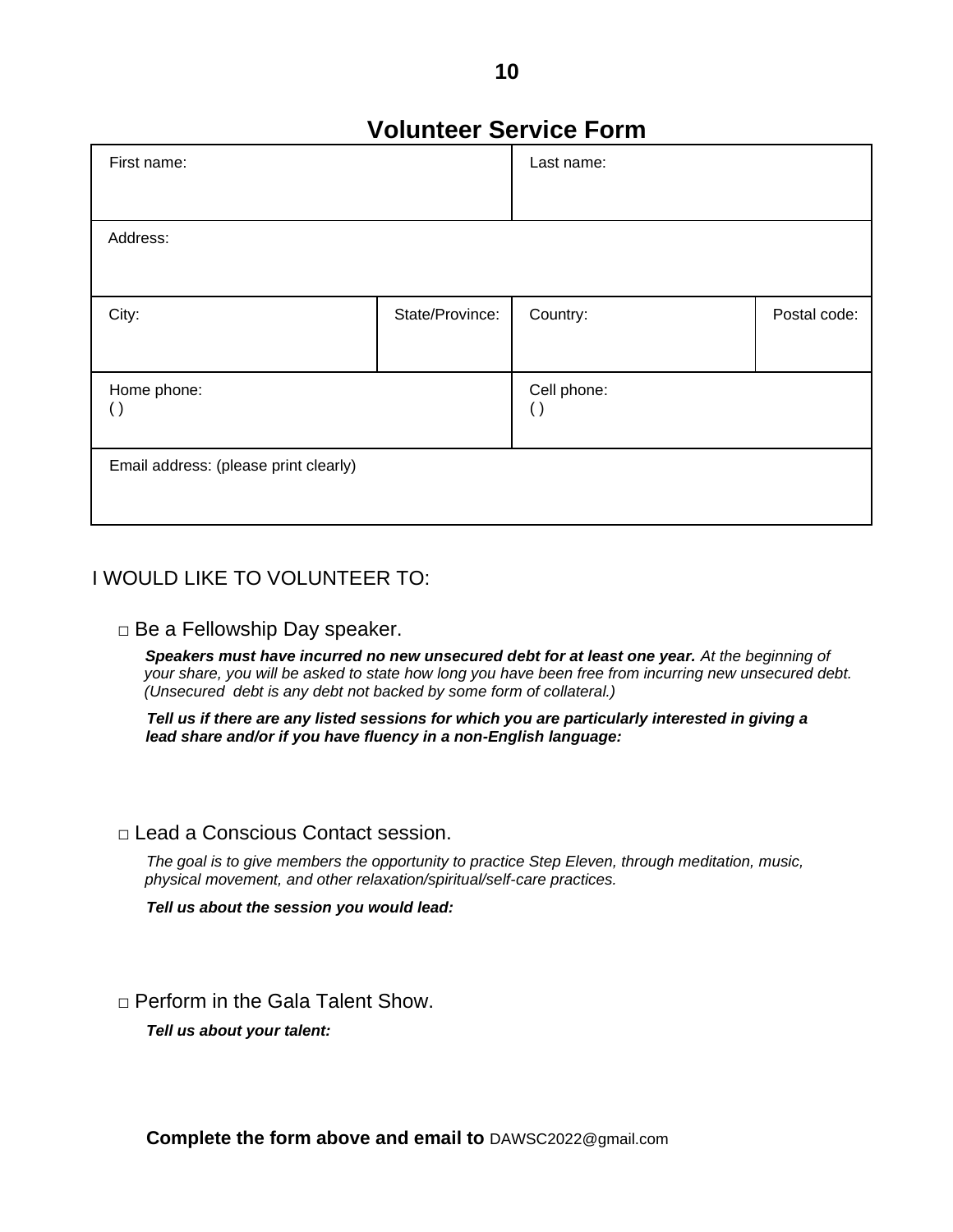# Volunteer Service Form

| First name: | | Last name: | |
|---|---|---|---|
| Address: | | | |
| City: | State/Province: | Country: | Postal code: |
| Home phone: ( ) | | Cell phone: ( ) | |
| Email address: (please print clearly) | | | |

I WOULD LIKE TO VOLUNTEER TO:

□ Be a Fellowship Day speaker.

***Speakers must have incurred no new unsecured debt for at least one year.*** *At the beginning of your share, you will be asked to state how long you have been free from incurring new unsecured debt. (Unsecured debt is any debt not backed by some form of collateral.)*

***Tell us if there are any listed sessions for which you are particularly interested in giving a lead share and/or if you have fluency in a non-English language:***

□ Lead a Conscious Contact session.

*The goal is to give members the opportunity to practice Step Eleven, through meditation, music, physical movement, and other relaxation/spiritual/self-care practices.*

***Tell us about the session you would lead:***

□ Perform in the Gala Talent Show.

***Tell us about your talent:***

**Complete the form above and email to** DAWSC2022@gmail.com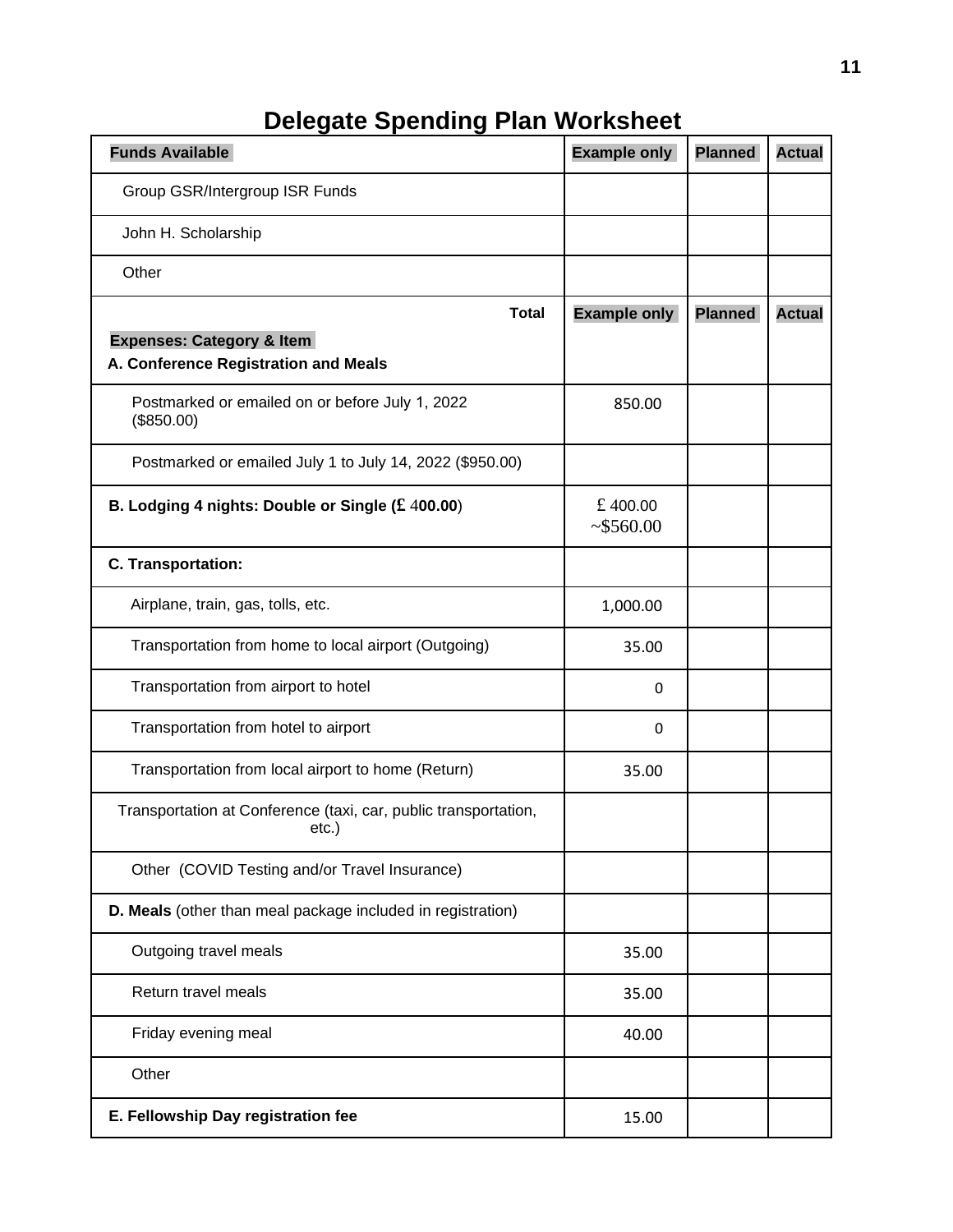# Delegate Spending Plan Worksheet

| Funds Available | Example only | Planned | Actual |
|---|---|---|---|
| Group GSR/Intergroup ISR Funds | | | |
| John H. Scholarship | | | |
| Other | | | |
| **Total** | **Example only** | **Planned** | **Actual** |
| **Expenses: Category & Item** | | | |
| **A. Conference Registration and Meals** | | | |
| Postmarked or emailed on or before July 1, 2022 ($850.00) | 850.00 | | |
| Postmarked or emailed July 1 to July 14, 2022 ($950.00) | | | |
| **B. Lodging 4 nights: Double or Single (£ 400.00)** | £ 400.00 ~$560.00 | | |
| **C. Transportation:** | | | |
| Airplane, train, gas, tolls, etc. | 1,000.00 | | |
| Transportation from home to local airport (Outgoing) | 35.00 | | |
| Transportation from airport to hotel | 0 | | |
| Transportation from hotel to airport | 0 | | |
| Transportation from local airport to home (Return) | 35.00 | | |
| Transportation at Conference (taxi, car, public transportation, etc.) | | | |
| Other (COVID Testing and/or Travel Insurance) | | | |
| **D. Meals** (other than meal package included in registration) | | | |
| Outgoing travel meals | 35.00 | | |
| Return travel meals | 35.00 | | |
| Friday evening meal | 40.00 | | |
| Other | | | |
| **E. Fellowship Day registration fee** | 15.00 | | |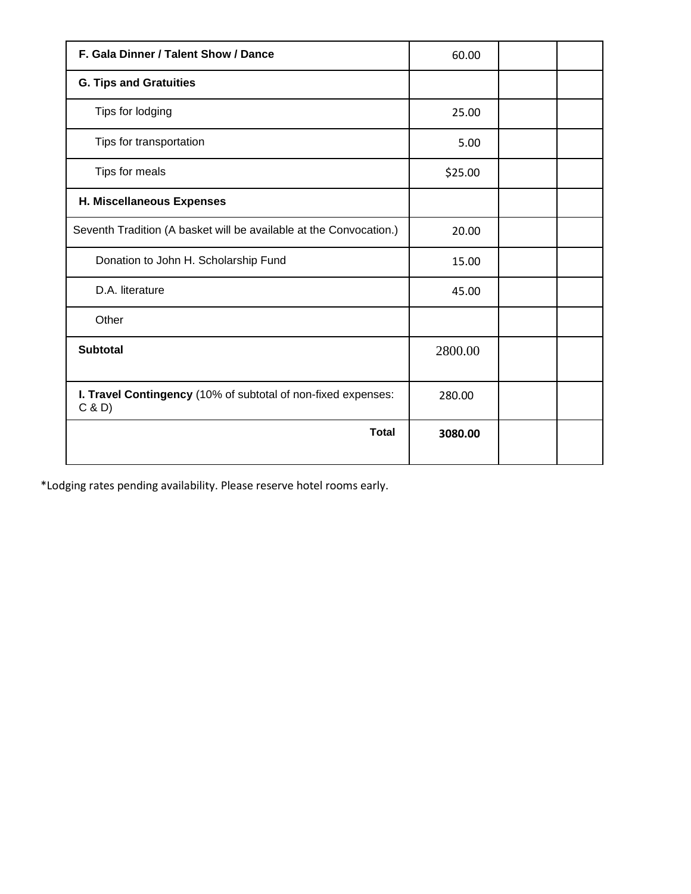| F. Gala Dinner / Talent Show / Dance | 60.00 | | |
|---|---|---|---|
| **G. Tips and Gratuities** | | | |
| Tips for lodging | 25.00 | | |
| Tips for transportation | 5.00 | | |
| Tips for meals | $25.00 | | |
| **H. Miscellaneous Expenses** | | | |
| Seventh Tradition (A basket will be available at the Convocation.) | 20.00 | | |
| Donation to John H. Scholarship Fund | 15.00 | | |
| D.A. literature | 45.00 | | |
| Other | | | |
| **Subtotal** | 2800.00 | | |
| **I. Travel Contingency** (10% of subtotal of non-fixed expenses: C & D) | 280.00 | | |
| **Total** | **3080.00** | | |

*Lodging rates pending availability. Please reserve hotel rooms early.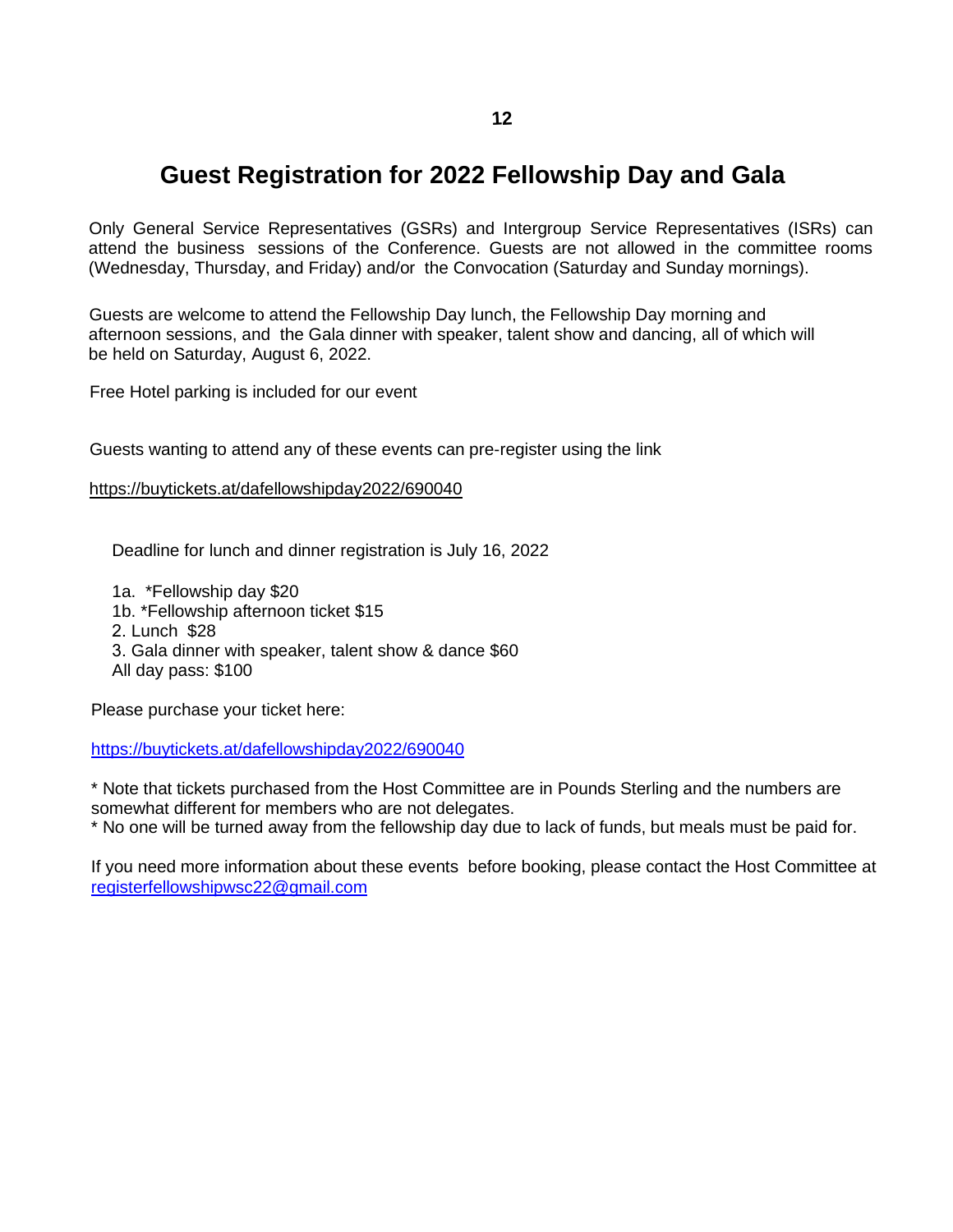# Guest Registration for 2022 Fellowship Day and Gala

Only General Service Representatives (GSRs) and Intergroup Service Representatives (ISRs) can attend the business sessions of the Conference. Guests are not allowed in the committee rooms (Wednesday, Thursday, and Friday) and/or the Convocation (Saturday and Sunday mornings).

Guests are welcome to attend the Fellowship Day lunch, the Fellowship Day morning and afternoon sessions, and the Gala dinner with speaker, talent show and dancing, all of which will be held on Saturday, August 6, 2022.

Free Hotel parking is included for our event

Guests wanting to attend any of these events can pre-register using the link

https://buytickets.at/dafellowshipday2022/690040

Deadline for lunch and dinner registration is July 16, 2022

1a. *Fellowship day $20
1b. *Fellowship afternoon ticket $15
2. Lunch $28
3. Gala dinner with speaker, talent show & dance $60
All day pass: $100

Please purchase your ticket here:

https://buytickets.at/dafellowshipday2022/690040

* Note that tickets purchased from the Host Committee are in Pounds Sterling and the numbers are somewhat different for members who are not delegates.
* No one will be turned away from the fellowship day due to lack of funds, but meals must be paid for.

If you need more information about these events before booking, please contact the Host Committee at registerfellowshipwsc22@gmail.com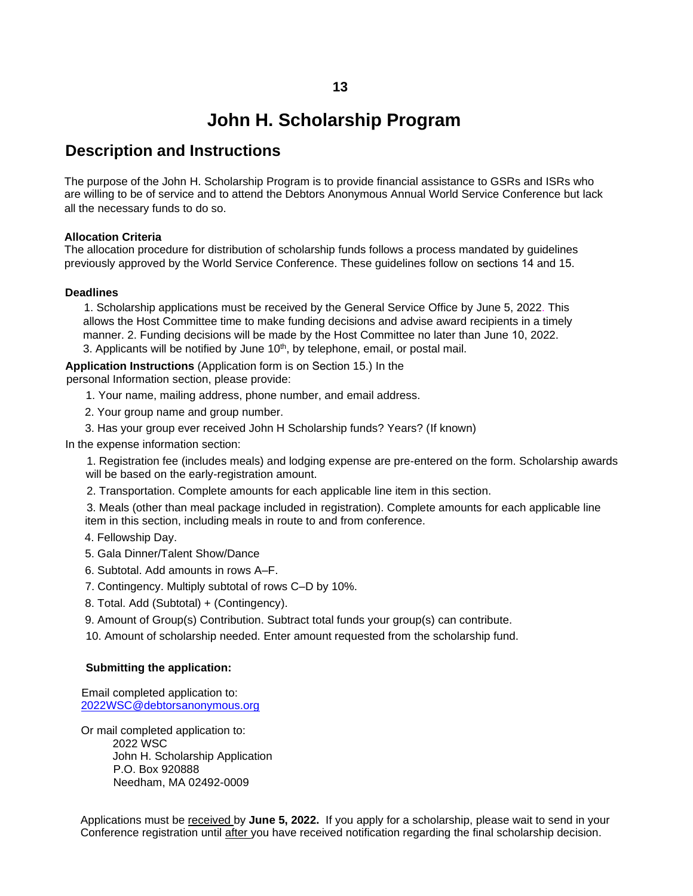# John H. Scholarship Program

## Description and Instructions

The purpose of the John H. Scholarship Program is to provide financial assistance to GSRs and ISRs who are willing to be of service and to attend the Debtors Anonymous Annual World Service Conference but lack all the necessary funds to do so.

**Allocation Criteria**
The allocation procedure for distribution of scholarship funds follows a process mandated by guidelines previously approved by the World Service Conference. These guidelines follow on sections 14 and 15.

**Deadlines**

1. Scholarship applications must be received by the General Service Office by June 5, 2022. This allows the Host Committee time to make funding decisions and advise award recipients in a timely manner. 2. Funding decisions will be made by the Host Committee no later than June 10, 2022.
3. Applicants will be notified by June 10th, by telephone, email, or postal mail.

**Application Instructions** (Application form is on Section 15.) In the personal Information section, please provide:

1. Your name, mailing address, phone number, and email address.
2. Your group name and group number.
3. Has your group ever received John H Scholarship funds? Years? (If known)

In the expense information section:

1. Registration fee (includes meals) and lodging expense are pre-entered on the form. Scholarship awards will be based on the early-registration amount.
2. Transportation. Complete amounts for each applicable line item in this section.
3. Meals (other than meal package included in registration). Complete amounts for each applicable line item in this section, including meals in route to and from conference.
4. Fellowship Day.
5. Gala Dinner/Talent Show/Dance
6. Subtotal. Add amounts in rows A–F.
7. Contingency. Multiply subtotal of rows C–D by 10%.
8. Total. Add (Subtotal) + (Contingency).
9. Amount of Group(s) Contribution. Subtract total funds your group(s) can contribute.
10. Amount of scholarship needed. Enter amount requested from the scholarship fund.

**Submitting the application:**

Email completed application to:
2022WSC@debtorsanonymous.org

Or mail completed application to:
2022 WSC
John H. Scholarship Application
P.O. Box 920888
Needham, MA 02492-0009

Applications must be received by **June 5, 2022.** If you apply for a scholarship, please wait to send in your Conference registration until after you have received notification regarding the final scholarship decision.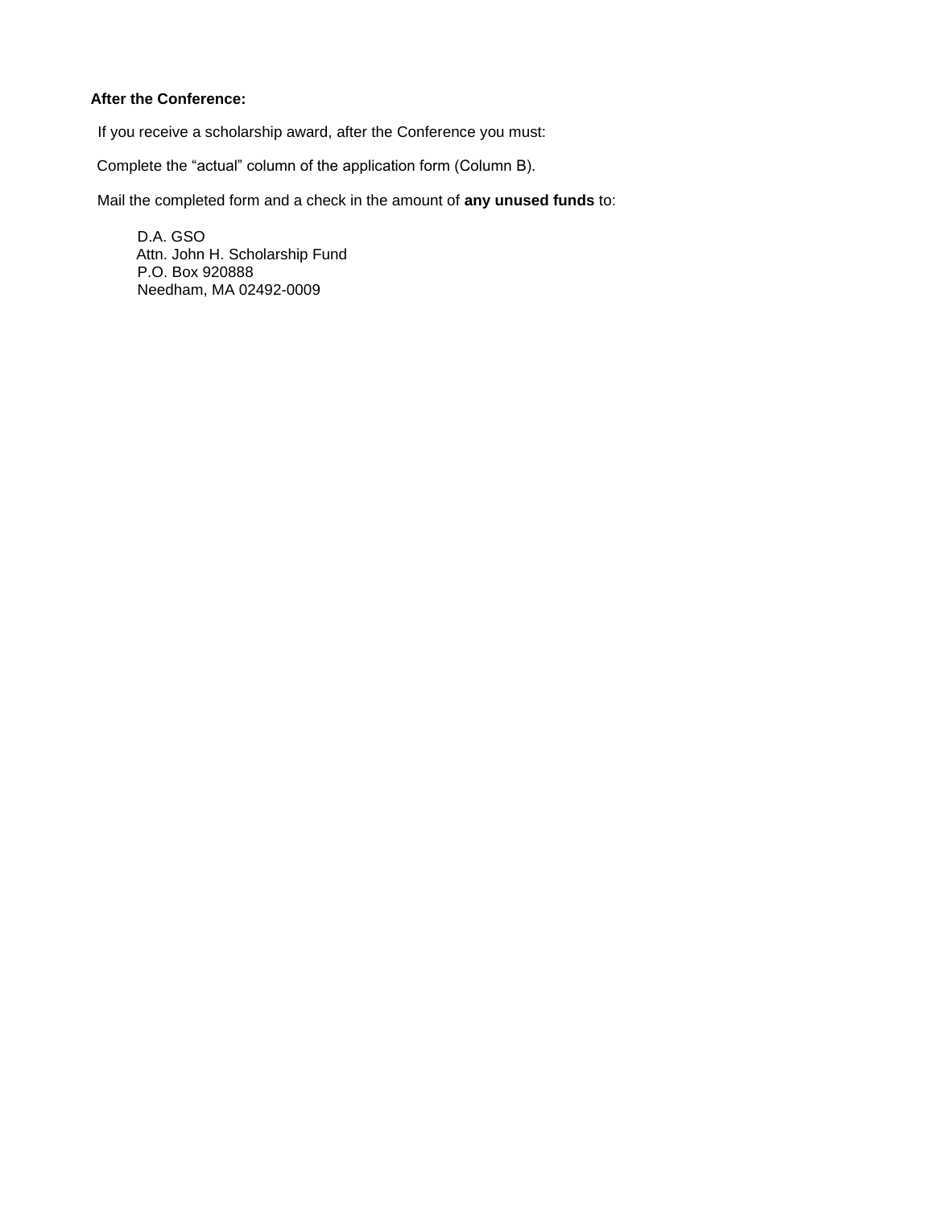**After the Conference:**

If you receive a scholarship award, after the Conference you must:

Complete the “actual” column of the application form (Column B).

Mail the completed form and a check in the amount of **any unused funds** to:

D.A. GSO  
Attn. John H. Scholarship Fund  
P.O. Box 920888  
Needham, MA 02492-0009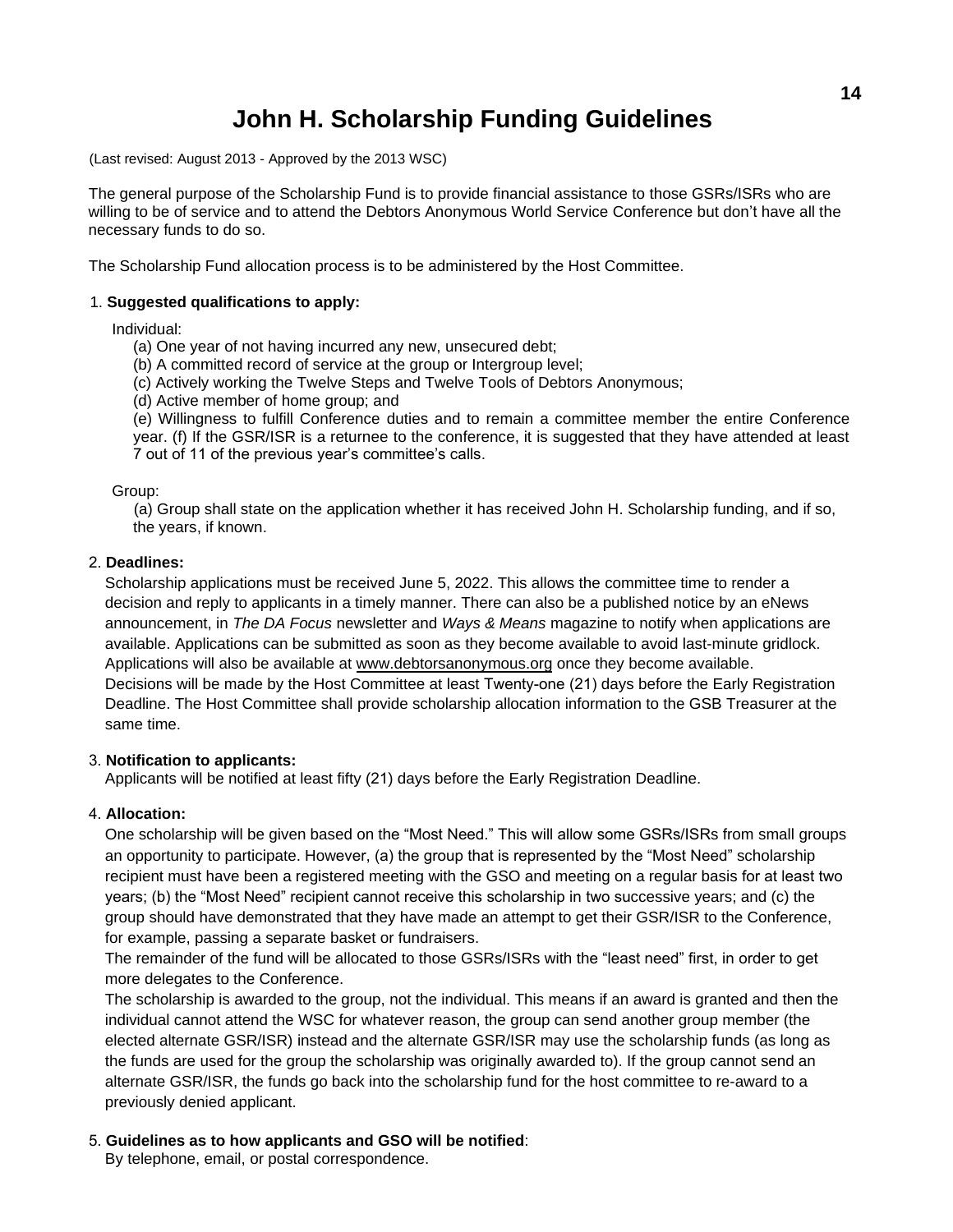# John H. Scholarship Funding Guidelines

(Last revised: August 2013 - Approved by the 2013 WSC)

The general purpose of the Scholarship Fund is to provide financial assistance to those GSRs/ISRs who are willing to be of service and to attend the Debtors Anonymous World Service Conference but don't have all the necessary funds to do so.

The Scholarship Fund allocation process is to be administered by the Host Committee.

1. **Suggested qualifications to apply:**

   Individual:

   (a) One year of not having incurred any new, unsecured debt;
   (b) A committed record of service at the group or Intergroup level;
   (c) Actively working the Twelve Steps and Twelve Tools of Debtors Anonymous;
   (d) Active member of home group; and
   (e) Willingness to fulfill Conference duties and to remain a committee member the entire Conference year. (f) If the GSR/ISR is a returnee to the conference, it is suggested that they have attended at least 7 out of 11 of the previous year's committee's calls.

   Group:

   (a) Group shall state on the application whether it has received John H. Scholarship funding, and if so, the years, if known.

2. **Deadlines:**
   Scholarship applications must be received June 5, 2022. This allows the committee time to render a decision and reply to applicants in a timely manner. There can also be a published notice by an eNews announcement, in *The DA Focus* newsletter and *Ways & Means* magazine to notify when applications are available. Applications can be submitted as soon as they become available to avoid last-minute gridlock. Applications will also be available at www.debtorsanonymous.org once they become available.
   Decisions will be made by the Host Committee at least Twenty-one (21) days before the Early Registration Deadline. The Host Committee shall provide scholarship allocation information to the GSB Treasurer at the same time.

3. **Notification to applicants:**
   Applicants will be notified at least fifty (21) days before the Early Registration Deadline.

4. **Allocation:**
   One scholarship will be given based on the "Most Need." This will allow some GSRs/ISRs from small groups an opportunity to participate. However, (a) the group that is represented by the "Most Need" scholarship recipient must have been a registered meeting with the GSO and meeting on a regular basis for at least two years; (b) the "Most Need" recipient cannot receive this scholarship in two successive years; and (c) the group should have demonstrated that they have made an attempt to get their GSR/ISR to the Conference, for example, passing a separate basket or fundraisers.
   The remainder of the fund will be allocated to those GSRs/ISRs with the "least need" first, in order to get more delegates to the Conference.
   The scholarship is awarded to the group, not the individual. This means if an award is granted and then the individual cannot attend the WSC for whatever reason, the group can send another group member (the elected alternate GSR/ISR) instead and the alternate GSR/ISR may use the scholarship funds (as long as the funds are used for the group the scholarship was originally awarded to). If the group cannot send an alternate GSR/ISR, the funds go back into the scholarship fund for the host committee to re-award to a previously denied applicant.

5. **Guidelines as to how applicants and GSO will be notified**:
   By telephone, email, or postal correspondence.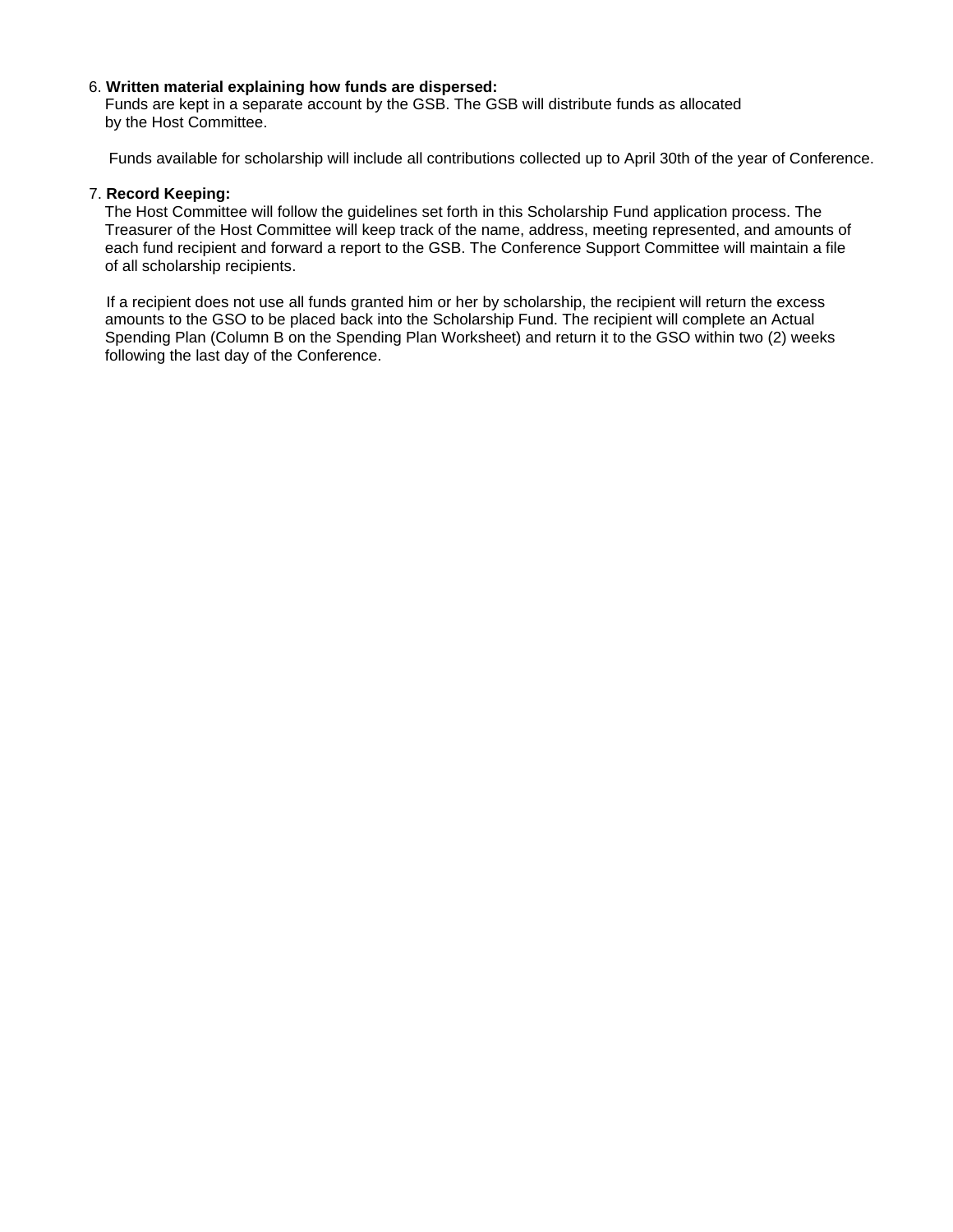6. **Written material explaining how funds are dispersed:**
   Funds are kept in a separate account by the GSB. The GSB will distribute funds as allocated by the Host Committee.

   Funds available for scholarship will include all contributions collected up to April 30th of the year of Conference.

7. **Record Keeping:**
   The Host Committee will follow the guidelines set forth in this Scholarship Fund application process. The Treasurer of the Host Committee will keep track of the name, address, meeting represented, and amounts of each fund recipient and forward a report to the GSB. The Conference Support Committee will maintain a file of all scholarship recipients.

   If a recipient does not use all funds granted him or her by scholarship, the recipient will return the excess amounts to the GSO to be placed back into the Scholarship Fund. The recipient will complete an Actual Spending Plan (Column B on the Spending Plan Worksheet) and return it to the GSO within two (2) weeks following the last day of the Conference.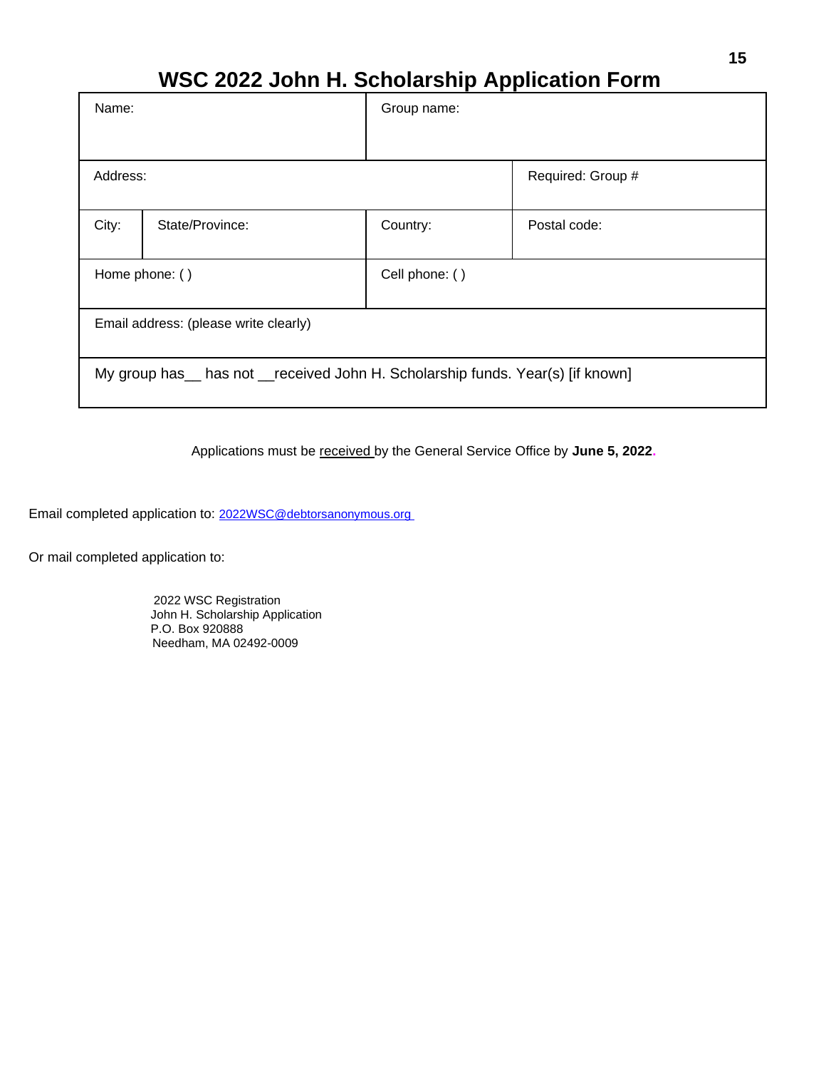# WSC 2022 John H. Scholarship Application Form

| Name: | | Group name: | |
|---|---|---|---|
| Address: | | | Required: Group # |
| City: | State/Province: | Country: | Postal code: |
| Home phone: ( ) | | Cell phone: ( ) | |
| Email address: (please write clearly) | | | |
| My group has__ has not __received John H. Scholarship funds. Year(s) [if known] | | | |

Applications must be received by the General Service Office by **June 5, 2022**.

Email completed application to: 2022WSC@debtorsanonymous.org

Or mail completed application to:

2022 WSC Registration
John H. Scholarship Application
P.O. Box 920888
Needham, MA 02492-0009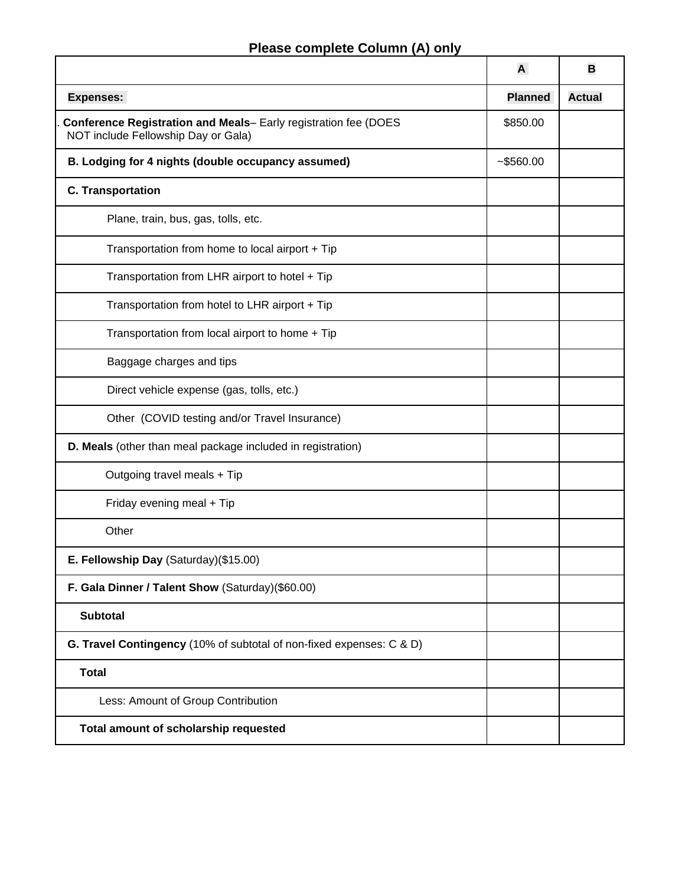**Please complete Column (A) only**

| | A | B |
|---|---|---|
| **Expenses:** | **Planned** | **Actual** |
| . **Conference Registration and Meals**– Early registration fee (DOES NOT include Fellowship Day or Gala) | $850.00 | |
| **B. Lodging for 4 nights (double occupancy assumed)** | ~$560.00 | |
| **C. Transportation** | | |
| Plane, train, bus, gas, tolls, etc. | | |
| Transportation from home to local airport + Tip | | |
| Transportation from LHR airport to hotel + Tip | | |
| Transportation from hotel to LHR airport + Tip | | |
| Transportation from local airport to home + Tip | | |
| Baggage charges and tips | | |
| Direct vehicle expense (gas, tolls, etc.) | | |
| Other (COVID testing and/or Travel Insurance) | | |
| **D. Meals** (other than meal package included in registration) | | |
| Outgoing travel meals + Tip | | |
| Friday evening meal + Tip | | |
| Other | | |
| **E. Fellowship Day** (Saturday)($15.00) | | |
| **F. Gala Dinner / Talent Show** (Saturday)($60.00) | | |
| **Subtotal** | | |
| **G. Travel Contingency** (10% of subtotal of non-fixed expenses: C & D) | | |
| **Total** | | |
| Less: Amount of Group Contribution | | |
| **Total amount of scholarship requested** | | |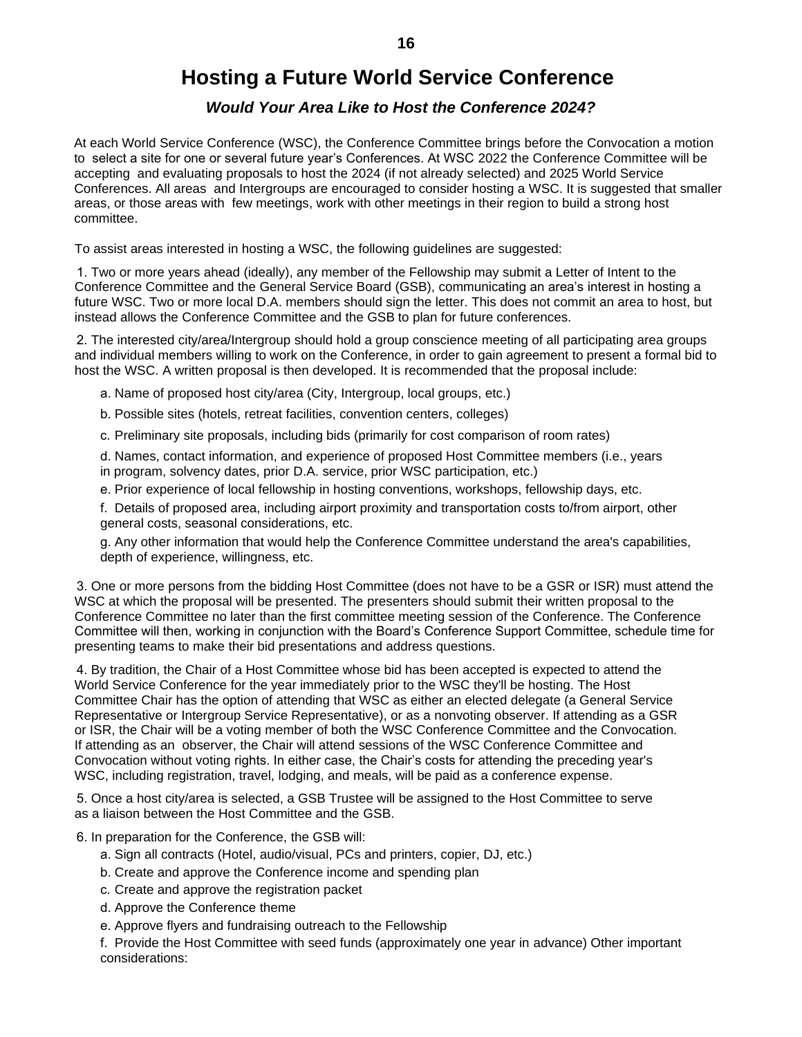# Hosting a Future World Service Conference

***Would Your Area Like to Host the Conference 2024?***

At each World Service Conference (WSC), the Conference Committee brings before the Convocation a motion to select a site for one or several future year's Conferences. At WSC 2022 the Conference Committee will be accepting and evaluating proposals to host the 2024 (if not already selected) and 2025 World Service Conferences. All areas and Intergroups are encouraged to consider hosting a WSC. It is suggested that smaller areas, or those areas with few meetings, work with other meetings in their region to build a strong host committee.

To assist areas interested in hosting a WSC, the following guidelines are suggested:

1. Two or more years ahead (ideally), any member of the Fellowship may submit a Letter of Intent to the Conference Committee and the General Service Board (GSB), communicating an area's interest in hosting a future WSC. Two or more local D.A. members should sign the letter. This does not commit an area to host, but instead allows the Conference Committee and the GSB to plan for future conferences.

2. The interested city/area/Intergroup should hold a group conscience meeting of all participating area groups and individual members willing to work on the Conference, in order to gain agreement to present a formal bid to host the WSC. A written proposal is then developed. It is recommended that the proposal include:

   a. Name of proposed host city/area (City, Intergroup, local groups, etc.)

   b. Possible sites (hotels, retreat facilities, convention centers, colleges)

   c. Preliminary site proposals, including bids (primarily for cost comparison of room rates)

   d. Names, contact information, and experience of proposed Host Committee members (i.e., years in program, solvency dates, prior D.A. service, prior WSC participation, etc.)

   e. Prior experience of local fellowship in hosting conventions, workshops, fellowship days, etc.

   f. Details of proposed area, including airport proximity and transportation costs to/from airport, other general costs, seasonal considerations, etc.

   g. Any other information that would help the Conference Committee understand the area's capabilities, depth of experience, willingness, etc.

3. One or more persons from the bidding Host Committee (does not have to be a GSR or ISR) must attend the WSC at which the proposal will be presented. The presenters should submit their written proposal to the Conference Committee no later than the first committee meeting session of the Conference. The Conference Committee will then, working in conjunction with the Board's Conference Support Committee, schedule time for presenting teams to make their bid presentations and address questions.

4. By tradition, the Chair of a Host Committee whose bid has been accepted is expected to attend the World Service Conference for the year immediately prior to the WSC they'll be hosting. The Host Committee Chair has the option of attending that WSC as either an elected delegate (a General Service Representative or Intergroup Service Representative), or as a nonvoting observer. If attending as a GSR or ISR, the Chair will be a voting member of both the WSC Conference Committee and the Convocation. If attending as an observer, the Chair will attend sessions of the WSC Conference Committee and Convocation without voting rights. In either case, the Chair's costs for attending the preceding year's WSC, including registration, travel, lodging, and meals, will be paid as a conference expense.

5. Once a host city/area is selected, a GSB Trustee will be assigned to the Host Committee to serve as a liaison between the Host Committee and the GSB.

6. In preparation for the Conference, the GSB will:

   a. Sign all contracts (Hotel, audio/visual, PCs and printers, copier, DJ, etc.)

   b. Create and approve the Conference income and spending plan

   c. Create and approve the registration packet

   d. Approve the Conference theme

   e. Approve flyers and fundraising outreach to the Fellowship

   f. Provide the Host Committee with seed funds (approximately one year in advance) Other important considerations: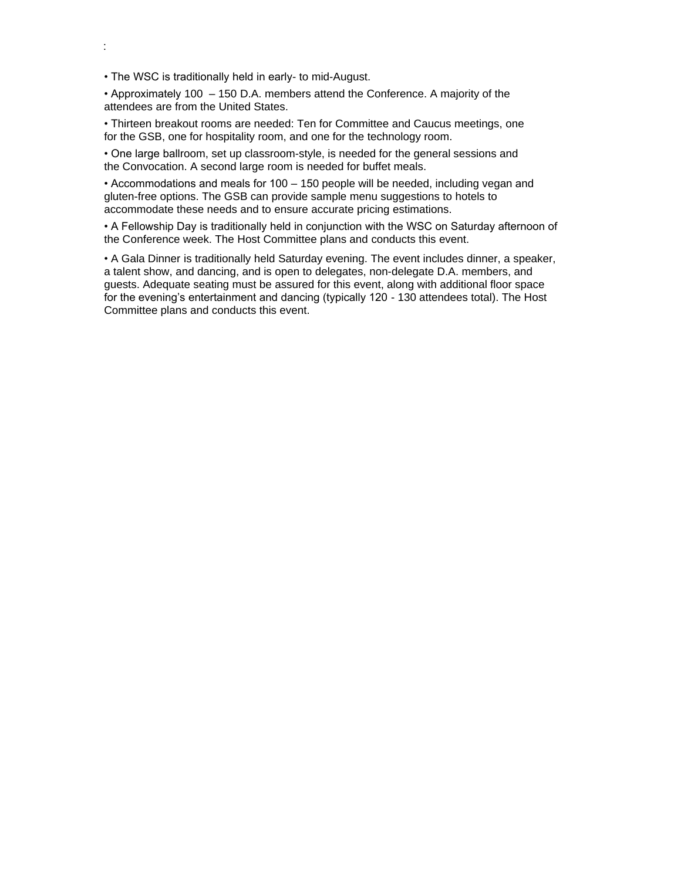:

- The WSC is traditionally held in early- to mid-August.
- Approximately 100 – 150 D.A. members attend the Conference. A majority of the attendees are from the United States.
- Thirteen breakout rooms are needed: Ten for Committee and Caucus meetings, one for the GSB, one for hospitality room, and one for the technology room.
- One large ballroom, set up classroom-style, is needed for the general sessions and the Convocation. A second large room is needed for buffet meals.
- Accommodations and meals for 100 – 150 people will be needed, including vegan and gluten-free options. The GSB can provide sample menu suggestions to hotels to accommodate these needs and to ensure accurate pricing estimations.
- A Fellowship Day is traditionally held in conjunction with the WSC on Saturday afternoon of the Conference week. The Host Committee plans and conducts this event.
- A Gala Dinner is traditionally held Saturday evening. The event includes dinner, a speaker, a talent show, and dancing, and is open to delegates, non-delegate D.A. members, and guests. Adequate seating must be assured for this event, along with additional floor space for the evening's entertainment and dancing (typically 120 - 130 attendees total). The Host Committee plans and conducts this event.